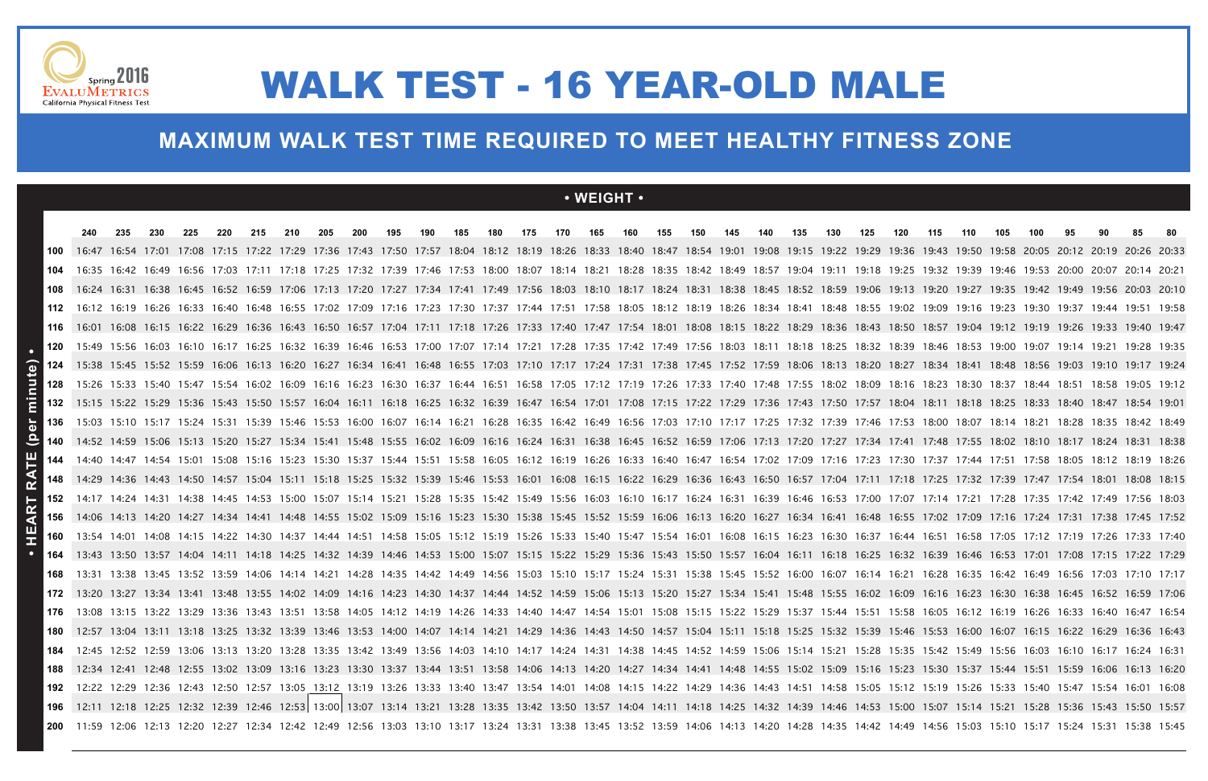Spring 2016 EvaluMetrics California Physical Fitness Test

# WALK TEST - 16 YEAR-OLD MALE

## MAXIMUM WALK TEST TIME REQUIRED TO MEET HEALTHY FITNESS ZONE

• WEIGHT •

| • HEART RATE (per minute) • | 240 | 235 | 230 | 225 | 220 | 215 | 210 | 205 | 200 | 195 | 190 | 185 | 180 | 175 | 170 | 165 | 160 | 155 | 150 | 145 | 140 | 135 | 130 | 125 | 120 | 115 | 110 | 105 | 100 | 95 | 90 | 85 | 80 |
|---|---|---|---|---|---|---|---|---|---|---|---|---|---|---|---|---|---|---|---|---|---|---|---|---|---|---|---|---|---|---|---|---|---|
| 100 | 16:47 | 16:54 | 17:01 | 17:08 | 17:15 | 17:22 | 17:29 | 17:36 | 17:43 | 17:50 | 17:57 | 18:04 | 18:12 | 18:19 | 18:26 | 18:33 | 18:40 | 18:47 | 18:54 | 19:01 | 19:08 | 19:15 | 19:22 | 19:29 | 19:36 | 19:43 | 19:50 | 19:58 | 20:05 | 20:12 | 20:19 | 20:26 | 20:33 |
| 104 | 16:35 | 16:42 | 16:49 | 16:56 | 17:03 | 17:11 | 17:18 | 17:25 | 17:32 | 17:39 | 17:46 | 17:53 | 18:00 | 18:07 | 18:14 | 18:21 | 18:28 | 18:35 | 18:42 | 18:49 | 18:57 | 19:04 | 19:11 | 19:18 | 19:25 | 19:32 | 19:39 | 19:46 | 19:53 | 20:00 | 20:07 | 20:14 | 20:21 |
| 108 | 16:24 | 16:31 | 16:38 | 16:45 | 16:52 | 16:59 | 17:06 | 17:13 | 17:20 | 17:27 | 17:34 | 17:41 | 17:49 | 17:56 | 18:03 | 18:10 | 18:17 | 18:24 | 18:31 | 18:38 | 18:45 | 18:52 | 18:59 | 19:06 | 19:13 | 19:20 | 19:27 | 19:35 | 19:42 | 19:49 | 19:56 | 20:03 | 20:10 |
| 112 | 16:12 | 16:19 | 16:26 | 16:33 | 16:40 | 16:48 | 16:55 | 17:02 | 17:09 | 17:16 | 17:23 | 17:30 | 17:37 | 17:44 | 17:51 | 17:58 | 18:05 | 18:12 | 18:19 | 18:26 | 18:34 | 18:41 | 18:48 | 18:55 | 19:02 | 19:09 | 19:16 | 19:23 | 19:30 | 19:37 | 19:44 | 19:51 | 19:58 |
| 116 | 16:01 | 16:08 | 16:15 | 16:22 | 16:29 | 16:36 | 16:43 | 16:50 | 16:57 | 17:04 | 17:11 | 17:18 | 17:26 | 17:33 | 17:40 | 17:47 | 17:54 | 18:01 | 18:08 | 18:15 | 18:22 | 18:29 | 18:36 | 18:43 | 18:50 | 18:57 | 19:04 | 19:12 | 19:19 | 19:26 | 19:33 | 19:40 | 19:47 |
| 120 | 15:49 | 15:56 | 16:03 | 16:10 | 16:17 | 16:25 | 16:32 | 16:39 | 16:46 | 16:53 | 17:00 | 17:07 | 17:14 | 17:21 | 17:28 | 17:35 | 17:42 | 17:49 | 17:56 | 18:03 | 18:11 | 18:18 | 18:25 | 18:32 | 18:39 | 18:46 | 18:53 | 19:00 | 19:07 | 19:14 | 19:21 | 19:28 | 19:35 |
| 124 | 15:38 | 15:45 | 15:52 | 15:59 | 16:06 | 16:13 | 16:20 | 16:27 | 16:34 | 16:41 | 16:48 | 16:55 | 17:03 | 17:10 | 17:17 | 17:24 | 17:31 | 17:38 | 17:45 | 17:52 | 17:59 | 18:06 | 18:13 | 18:20 | 18:27 | 18:34 | 18:41 | 18:48 | 18:56 | 19:03 | 19:10 | 19:17 | 19:24 |
| 128 | 15:26 | 15:33 | 15:40 | 15:47 | 15:54 | 16:02 | 16:09 | 16:16 | 16:23 | 16:30 | 16:37 | 16:44 | 16:51 | 16:58 | 17:05 | 17:12 | 17:19 | 17:26 | 17:33 | 17:40 | 17:48 | 17:55 | 18:02 | 18:09 | 18:16 | 18:23 | 18:30 | 18:37 | 18:44 | 18:51 | 18:58 | 19:05 | 19:12 |
| 132 | 15:15 | 15:22 | 15:29 | 15:36 | 15:43 | 15:50 | 15:57 | 16:04 | 16:11 | 16:18 | 16:25 | 16:32 | 16:39 | 16:47 | 16:54 | 17:01 | 17:08 | 17:15 | 17:22 | 17:29 | 17:36 | 17:43 | 17:50 | 17:57 | 18:04 | 18:11 | 18:18 | 18:25 | 18:33 | 18:40 | 18:47 | 18:54 | 19:01 |
| 136 | 15:03 | 15:10 | 15:17 | 15:24 | 15:31 | 15:39 | 15:46 | 15:53 | 16:00 | 16:07 | 16:14 | 16:21 | 16:28 | 16:35 | 16:42 | 16:49 | 16:56 | 17:03 | 17:10 | 17:17 | 17:25 | 17:32 | 17:39 | 17:46 | 17:53 | 18:00 | 18:07 | 18:14 | 18:21 | 18:28 | 18:35 | 18:42 | 18:49 |
| 140 | 14:52 | 14:59 | 15:06 | 15:13 | 15:20 | 15:27 | 15:34 | 15:41 | 15:48 | 15:55 | 16:02 | 16:09 | 16:16 | 16:24 | 16:31 | 16:38 | 16:45 | 16:52 | 16:59 | 17:06 | 17:13 | 17:20 | 17:27 | 17:34 | 17:41 | 17:48 | 17:55 | 18:02 | 18:10 | 18:17 | 18:24 | 18:31 | 18:38 |
| 144 | 14:40 | 14:47 | 14:54 | 15:01 | 15:08 | 15:16 | 15:23 | 15:30 | 15:37 | 15:44 | 15:51 | 15:58 | 16:05 | 16:12 | 16:19 | 16:26 | 16:33 | 16:40 | 16:47 | 16:54 | 17:02 | 17:09 | 17:16 | 17:23 | 17:30 | 17:37 | 17:44 | 17:51 | 17:58 | 18:05 | 18:12 | 18:19 | 18:26 |
| 148 | 14:29 | 14:36 | 14:43 | 14:50 | 14:57 | 15:04 | 15:11 | 15:18 | 15:25 | 15:32 | 15:39 | 15:46 | 15:53 | 16:01 | 16:08 | 16:15 | 16:22 | 16:29 | 16:36 | 16:43 | 16:50 | 16:57 | 17:04 | 17:11 | 17:18 | 17:25 | 17:32 | 17:39 | 17:47 | 17:54 | 18:01 | 18:08 | 18:15 |
| 152 | 14:17 | 14:24 | 14:31 | 14:38 | 14:45 | 14:53 | 15:00 | 15:07 | 15:14 | 15:21 | 15:28 | 15:35 | 15:42 | 15:49 | 15:56 | 16:03 | 16:10 | 16:17 | 16:24 | 16:31 | 16:39 | 16:46 | 16:53 | 17:00 | 17:07 | 17:14 | 17:21 | 17:28 | 17:35 | 17:42 | 17:49 | 17:56 | 18:03 |
| 156 | 14:06 | 14:13 | 14:20 | 14:27 | 14:34 | 14:41 | 14:48 | 14:55 | 15:02 | 15:09 | 15:16 | 15:23 | 15:30 | 15:38 | 15:45 | 15:52 | 15:59 | 16:06 | 16:13 | 16:20 | 16:27 | 16:34 | 16:41 | 16:48 | 16:55 | 17:02 | 17:09 | 17:16 | 17:24 | 17:31 | 17:38 | 17:45 | 17:52 |
| 160 | 13:54 | 14:01 | 14:08 | 14:15 | 14:22 | 14:30 | 14:37 | 14:44 | 14:51 | 14:58 | 15:05 | 15:12 | 15:19 | 15:26 | 15:33 | 15:40 | 15:47 | 15:54 | 16:01 | 16:08 | 16:15 | 16:23 | 16:30 | 16:37 | 16:44 | 16:51 | 16:58 | 17:05 | 17:12 | 17:19 | 17:26 | 17:33 | 17:40 |
| 164 | 13:43 | 13:50 | 13:57 | 14:04 | 14:11 | 14:18 | 14:25 | 14:32 | 14:39 | 14:46 | 14:53 | 15:00 | 15:07 | 15:15 | 15:22 | 15:29 | 15:36 | 15:43 | 15:50 | 15:57 | 16:04 | 16:11 | 16:18 | 16:25 | 16:32 | 16:39 | 16:46 | 16:53 | 17:01 | 17:08 | 17:15 | 17:22 | 17:29 |
| 168 | 13:31 | 13:38 | 13:45 | 13:52 | 13:59 | 14:06 | 14:14 | 14:21 | 14:28 | 14:35 | 14:42 | 14:49 | 14:56 | 15:03 | 15:10 | 15:17 | 15:24 | 15:31 | 15:38 | 15:45 | 15:52 | 16:00 | 16:07 | 16:14 | 16:21 | 16:28 | 16:35 | 16:42 | 16:49 | 16:56 | 17:03 | 17:10 | 17:17 |
| 172 | 13:20 | 13:27 | 13:34 | 13:41 | 13:48 | 13:55 | 14:02 | 14:09 | 14:16 | 14:23 | 14:30 | 14:37 | 14:44 | 14:52 | 14:59 | 15:06 | 15:13 | 15:20 | 15:27 | 15:34 | 15:41 | 15:48 | 15:55 | 16:02 | 16:09 | 16:16 | 16:23 | 16:30 | 16:38 | 16:45 | 16:52 | 16:59 | 17:06 |
| 176 | 13:08 | 13:15 | 13:22 | 13:29 | 13:36 | 13:43 | 13:51 | 13:58 | 14:05 | 14:12 | 14:19 | 14:26 | 14:33 | 14:40 | 14:47 | 14:54 | 15:01 | 15:08 | 15:15 | 15:22 | 15:29 | 15:37 | 15:44 | 15:51 | 15:58 | 16:05 | 16:12 | 16:19 | 16:26 | 16:33 | 16:40 | 16:47 | 16:54 |
| 180 | 12:57 | 13:04 | 13:11 | 13:18 | 13:25 | 13:32 | 13:39 | 13:46 | 13:53 | 14:00 | 14:07 | 14:14 | 14:21 | 14:29 | 14:36 | 14:43 | 14:50 | 14:57 | 15:04 | 15:11 | 15:18 | 15:25 | 15:32 | 15:39 | 15:46 | 15:53 | 16:00 | 16:07 | 16:15 | 16:22 | 16:29 | 16:36 | 16:43 |
| 184 | 12:45 | 12:52 | 12:59 | 13:06 | 13:13 | 13:20 | 13:28 | 13:35 | 13:42 | 13:49 | 13:56 | 14:03 | 14:10 | 14:17 | 14:24 | 14:31 | 14:38 | 14:45 | 14:52 | 14:59 | 15:06 | 15:14 | 15:21 | 15:28 | 15:35 | 15:42 | 15:49 | 15:56 | 16:03 | 16:10 | 16:17 | 16:24 | 16:31 |
| 188 | 12:34 | 12:41 | 12:48 | 12:55 | 13:02 | 13:09 | 13:16 | 13:23 | 13:30 | 13:37 | 13:44 | 13:51 | 13:58 | 14:06 | 14:13 | 14:20 | 14:27 | 14:34 | 14:41 | 14:48 | 14:55 | 15:02 | 15:09 | 15:16 | 15:23 | 15:30 | 15:37 | 15:44 | 15:51 | 15:59 | 16:06 | 16:13 | 16:20 |
| 192 | 12:22 | 12:29 | 12:36 | 12:43 | 12:50 | 12:57 | 13:05 | 13:12 | 13:19 | 13:26 | 13:33 | 13:40 | 13:47 | 13:54 | 14:01 | 14:08 | 14:15 | 14:22 | 14:29 | 14:36 | 14:43 | 14:51 | 14:58 | 15:05 | 15:12 | 15:19 | 15:26 | 15:33 | 15:40 | 15:47 | 15:54 | 16:01 | 16:08 |
| 196 | 12:11 | 12:18 | 12:25 | 12:32 | 12:39 | 12:46 | 12:53 | 13:00 | 13:07 | 13:14 | 13:21 | 13:28 | 13:35 | 13:42 | 13:50 | 13:57 | 14:04 | 14:11 | 14:18 | 14:25 | 14:32 | 14:39 | 14:46 | 14:53 | 15:00 | 15:07 | 15:14 | 15:21 | 15:28 | 15:36 | 15:43 | 15:50 | 15:57 |
| 200 | 11:59 | 12:06 | 12:13 | 12:20 | 12:27 | 12:34 | 12:42 | 12:49 | 12:56 | 13:03 | 13:10 | 13:17 | 13:24 | 13:31 | 13:38 | 13:45 | 13:52 | 13:59 | 14:06 | 14:13 | 14:20 | 14:28 | 14:35 | 14:42 | 14:49 | 14:56 | 15:03 | 15:10 | 15:17 | 15:24 | 15:31 | 15:38 | 15:45 |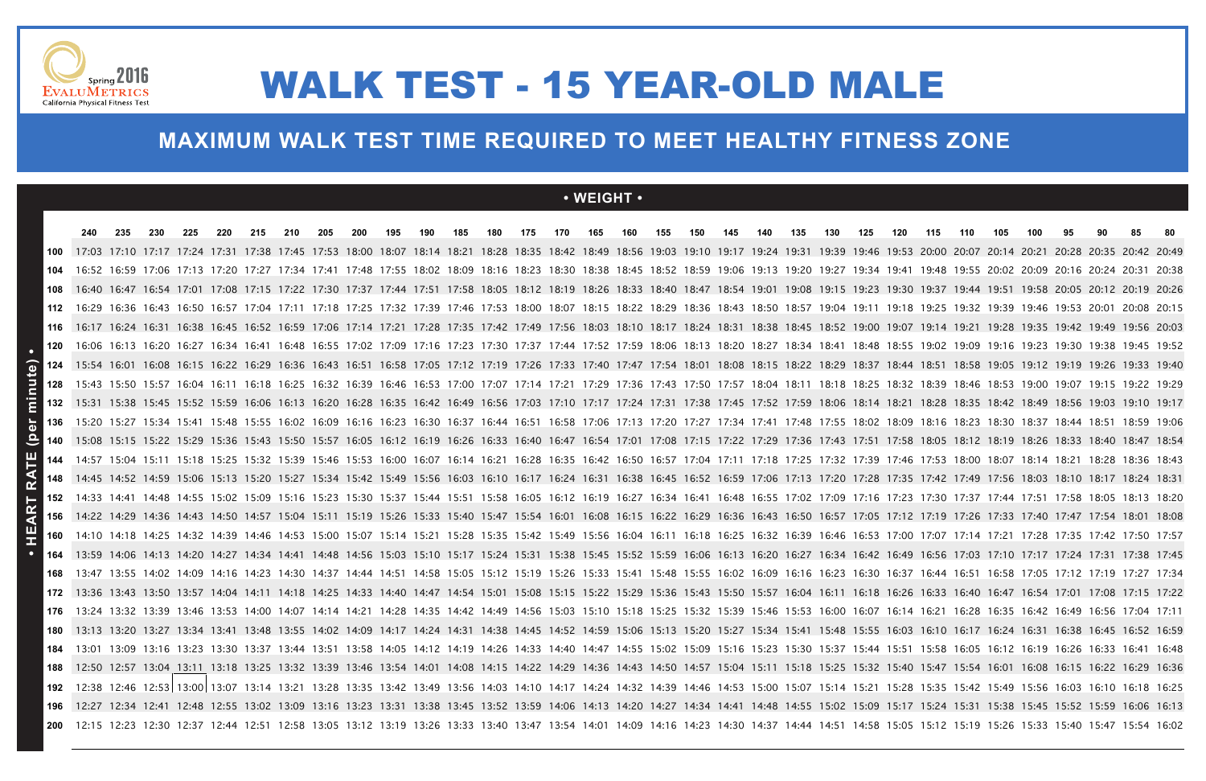Spring 2016
EvaluMetrics
California Physical Fitness Test

# WALK TEST - 15 YEAR-OLD MALE

## MAXIMUM WALK TEST TIME REQUIRED TO MEET HEALTHY FITNESS ZONE

• WEIGHT •

| HEART RATE (per minute) | 240 | 235 | 230 | 225 | 220 | 215 | 210 | 205 | 200 | 195 | 190 | 185 | 180 | 175 | 170 | 165 | 160 | 155 | 150 | 145 | 140 | 135 | 130 | 125 | 120 | 115 | 110 | 105 | 100 | 95 | 90 | 85 | 80 |
|---|---|---|---|---|---|---|---|---|---|---|---|---|---|---|---|---|---|---|---|---|---|---|---|---|---|---|---|---|---|---|---|---|---|
| 100 | 17:03 | 17:10 | 17:17 | 17:24 | 17:31 | 17:38 | 17:45 | 17:53 | 18:00 | 18:07 | 18:14 | 18:21 | 18:28 | 18:35 | 18:42 | 18:49 | 18:56 | 19:03 | 19:10 | 19:17 | 19:24 | 19:31 | 19:39 | 19:46 | 19:53 | 20:00 | 20:07 | 20:14 | 20:21 | 20:28 | 20:35 | 20:42 | 20:49 |
| 104 | 16:52 | 16:59 | 17:06 | 17:13 | 17:20 | 17:27 | 17:34 | 17:41 | 17:48 | 17:55 | 18:02 | 18:09 | 18:16 | 18:23 | 18:30 | 18:38 | 18:45 | 18:52 | 18:59 | 19:06 | 19:13 | 19:20 | 19:27 | 19:34 | 19:41 | 19:48 | 19:55 | 20:02 | 20:09 | 20:16 | 20:24 | 20:31 | 20:38 |
| 108 | 16:40 | 16:47 | 16:54 | 17:01 | 17:08 | 17:15 | 17:22 | 17:30 | 17:37 | 17:44 | 17:51 | 17:58 | 18:05 | 18:12 | 18:19 | 18:26 | 18:33 | 18:40 | 18:47 | 18:54 | 19:01 | 19:08 | 19:15 | 19:23 | 19:30 | 19:37 | 19:44 | 19:51 | 19:58 | 20:05 | 20:12 | 20:19 | 20:26 |
| 112 | 16:29 | 16:36 | 16:43 | 16:50 | 16:57 | 17:04 | 17:11 | 17:18 | 17:25 | 17:32 | 17:39 | 17:46 | 17:53 | 18:00 | 18:07 | 18:15 | 18:22 | 18:29 | 18:36 | 18:43 | 18:50 | 18:57 | 19:04 | 19:11 | 19:18 | 19:25 | 19:32 | 19:39 | 19:46 | 19:53 | 20:01 | 20:08 | 20:15 |
| 116 | 16:17 | 16:24 | 16:31 | 16:38 | 16:45 | 16:52 | 16:59 | 17:06 | 17:14 | 17:21 | 17:28 | 17:35 | 17:42 | 17:49 | 17:56 | 18:03 | 18:10 | 18:17 | 18:24 | 18:31 | 18:38 | 18:45 | 18:52 | 19:00 | 19:07 | 19:14 | 19:21 | 19:28 | 19:35 | 19:42 | 19:49 | 19:56 | 20:03 |
| 120 | 16:06 | 16:13 | 16:20 | 16:27 | 16:34 | 16:41 | 16:48 | 16:55 | 17:02 | 17:09 | 17:16 | 17:23 | 17:30 | 17:37 | 17:44 | 17:52 | 17:59 | 18:06 | 18:13 | 18:20 | 18:27 | 18:34 | 18:41 | 18:48 | 18:55 | 19:02 | 19:09 | 19:16 | 19:23 | 19:30 | 19:38 | 19:45 | 19:52 |
| 124 | 15:54 | 16:01 | 16:08 | 16:15 | 16:22 | 16:29 | 16:36 | 16:43 | 16:51 | 16:58 | 17:05 | 17:12 | 17:19 | 17:26 | 17:33 | 17:40 | 17:47 | 17:54 | 18:01 | 18:08 | 18:15 | 18:22 | 18:29 | 18:37 | 18:44 | 18:51 | 18:58 | 19:05 | 19:12 | 19:19 | 19:26 | 19:33 | 19:40 |
| 128 | 15:43 | 15:50 | 15:57 | 16:04 | 16:11 | 16:18 | 16:25 | 16:32 | 16:39 | 16:46 | 16:53 | 17:00 | 17:07 | 17:14 | 17:21 | 17:29 | 17:36 | 17:43 | 17:50 | 17:57 | 18:04 | 18:11 | 18:18 | 18:25 | 18:32 | 18:39 | 18:46 | 18:53 | 19:00 | 19:07 | 19:15 | 19:22 | 19:29 |
| 132 | 15:31 | 15:38 | 15:45 | 15:52 | 15:59 | 16:06 | 16:13 | 16:20 | 16:28 | 16:35 | 16:42 | 16:49 | 16:56 | 17:03 | 17:10 | 17:17 | 17:24 | 17:31 | 17:38 | 17:45 | 17:52 | 17:59 | 18:06 | 18:14 | 18:21 | 18:28 | 18:35 | 18:42 | 18:49 | 18:56 | 19:03 | 19:10 | 19:17 |
| 136 | 15:20 | 15:27 | 15:34 | 15:41 | 15:48 | 15:55 | 16:02 | 16:09 | 16:16 | 16:23 | 16:30 | 16:37 | 16:44 | 16:51 | 16:58 | 17:06 | 17:13 | 17:20 | 17:27 | 17:34 | 17:41 | 17:48 | 17:55 | 18:02 | 18:09 | 18:16 | 18:23 | 18:30 | 18:37 | 18:44 | 18:51 | 18:59 | 19:06 |
| 140 | 15:08 | 15:15 | 15:22 | 15:29 | 15:36 | 15:43 | 15:50 | 15:57 | 16:05 | 16:12 | 16:19 | 16:26 | 16:33 | 16:40 | 16:47 | 16:54 | 17:01 | 17:08 | 17:15 | 17:22 | 17:29 | 17:36 | 17:43 | 17:51 | 17:58 | 18:05 | 18:12 | 18:19 | 18:26 | 18:33 | 18:40 | 18:47 | 18:54 |
| 144 | 14:57 | 15:04 | 15:11 | 15:18 | 15:25 | 15:32 | 15:39 | 15:46 | 15:53 | 16:00 | 16:07 | 16:14 | 16:21 | 16:28 | 16:35 | 16:42 | 16:50 | 16:57 | 17:04 | 17:11 | 17:18 | 17:25 | 17:32 | 17:39 | 17:46 | 17:53 | 18:00 | 18:07 | 18:14 | 18:21 | 18:28 | 18:36 | 18:43 |
| 148 | 14:45 | 14:52 | 14:59 | 15:06 | 15:13 | 15:20 | 15:27 | 15:34 | 15:42 | 15:49 | 15:56 | 16:03 | 16:10 | 16:17 | 16:24 | 16:31 | 16:38 | 16:45 | 16:52 | 16:59 | 17:06 | 17:13 | 17:20 | 17:28 | 17:35 | 17:42 | 17:49 | 17:56 | 18:03 | 18:10 | 18:17 | 18:24 | 18:31 |
| 152 | 14:33 | 14:41 | 14:48 | 14:55 | 15:02 | 15:09 | 15:16 | 15:23 | 15:30 | 15:37 | 15:44 | 15:51 | 15:58 | 16:05 | 16:12 | 16:19 | 16:27 | 16:34 | 16:41 | 16:48 | 16:55 | 17:02 | 17:09 | 17:16 | 17:23 | 17:30 | 17:37 | 17:44 | 17:51 | 17:58 | 18:05 | 18:13 | 18:20 |
| 156 | 14:22 | 14:29 | 14:36 | 14:43 | 14:50 | 14:57 | 15:04 | 15:11 | 15:19 | 15:26 | 15:33 | 15:40 | 15:47 | 15:54 | 16:01 | 16:08 | 16:15 | 16:22 | 16:29 | 16:36 | 16:43 | 16:50 | 16:57 | 17:05 | 17:12 | 17:19 | 17:26 | 17:33 | 17:40 | 17:47 | 17:54 | 18:01 | 18:08 |
| 160 | 14:10 | 14:18 | 14:25 | 14:32 | 14:39 | 14:46 | 14:53 | 15:00 | 15:07 | 15:14 | 15:21 | 15:28 | 15:35 | 15:42 | 15:49 | 15:56 | 16:04 | 16:11 | 16:18 | 16:25 | 16:32 | 16:39 | 16:46 | 16:53 | 17:00 | 17:07 | 17:14 | 17:21 | 17:28 | 17:35 | 17:42 | 17:50 | 17:57 |
| 164 | 13:59 | 14:06 | 14:13 | 14:20 | 14:27 | 14:34 | 14:41 | 14:48 | 14:56 | 15:03 | 15:10 | 15:17 | 15:24 | 15:31 | 15:38 | 15:45 | 15:52 | 15:59 | 16:06 | 16:13 | 16:20 | 16:27 | 16:34 | 16:42 | 16:49 | 16:56 | 17:03 | 17:10 | 17:17 | 17:24 | 17:31 | 17:38 | 17:45 |
| 168 | 13:47 | 13:55 | 14:02 | 14:09 | 14:16 | 14:23 | 14:30 | 14:37 | 14:44 | 14:51 | 14:58 | 15:05 | 15:12 | 15:19 | 15:26 | 15:33 | 15:41 | 15:48 | 15:55 | 16:02 | 16:09 | 16:16 | 16:23 | 16:30 | 16:37 | 16:44 | 16:51 | 16:58 | 17:05 | 17:12 | 17:19 | 17:27 | 17:34 |
| 172 | 13:36 | 13:43 | 13:50 | 13:57 | 14:04 | 14:11 | 14:18 | 14:25 | 14:33 | 14:40 | 14:47 | 14:54 | 15:01 | 15:08 | 15:15 | 15:22 | 15:29 | 15:36 | 15:43 | 15:50 | 15:57 | 16:04 | 16:11 | 16:18 | 16:26 | 16:33 | 16:40 | 16:47 | 16:54 | 17:01 | 17:08 | 17:15 | 17:22 |
| 176 | 13:24 | 13:32 | 13:39 | 13:46 | 13:53 | 14:00 | 14:07 | 14:14 | 14:21 | 14:28 | 14:35 | 14:42 | 14:49 | 14:56 | 15:03 | 15:10 | 15:18 | 15:25 | 15:32 | 15:39 | 15:46 | 15:53 | 16:00 | 16:07 | 16:14 | 16:21 | 16:28 | 16:35 | 16:42 | 16:49 | 16:56 | 17:04 | 17:11 |
| 180 | 13:13 | 13:20 | 13:27 | 13:34 | 13:41 | 13:48 | 13:55 | 14:02 | 14:09 | 14:17 | 14:24 | 14:31 | 14:38 | 14:45 | 14:52 | 14:59 | 15:06 | 15:13 | 15:20 | 15:27 | 15:34 | 15:41 | 15:48 | 15:55 | 16:03 | 16:10 | 16:17 | 16:24 | 16:31 | 16:38 | 16:45 | 16:52 | 16:59 |
| 184 | 13:01 | 13:09 | 13:16 | 13:23 | 13:30 | 13:37 | 13:44 | 13:51 | 13:58 | 14:05 | 14:12 | 14:19 | 14:26 | 14:33 | 14:40 | 14:47 | 14:55 | 15:02 | 15:09 | 15:16 | 15:23 | 15:30 | 15:37 | 15:44 | 15:51 | 15:58 | 16:05 | 16:12 | 16:19 | 16:26 | 16:33 | 16:41 | 16:48 |
| 188 | 12:50 | 12:57 | 13:04 | 13:11 | 13:18 | 13:25 | 13:32 | 13:39 | 13:46 | 13:54 | 14:01 | 14:08 | 14:15 | 14:22 | 14:29 | 14:36 | 14:43 | 14:50 | 14:57 | 15:04 | 15:11 | 15:18 | 15:25 | 15:32 | 15:40 | 15:47 | 15:54 | 16:01 | 16:08 | 16:15 | 16:22 | 16:29 | 16:36 |
| 192 | 12:38 | 12:46 | 12:53 | 13:00 | 13:07 | 13:14 | 13:21 | 13:28 | 13:35 | 13:42 | 13:49 | 13:56 | 14:03 | 14:10 | 14:17 | 14:24 | 14:32 | 14:39 | 14:46 | 14:53 | 15:00 | 15:07 | 15:14 | 15:21 | 15:28 | 15:35 | 15:42 | 15:49 | 15:56 | 16:03 | 16:10 | 16:18 | 16:25 |
| 196 | 12:27 | 12:34 | 12:41 | 12:48 | 12:55 | 13:02 | 13:09 | 13:16 | 13:23 | 13:31 | 13:38 | 13:45 | 13:52 | 13:59 | 14:06 | 14:13 | 14:20 | 14:27 | 14:34 | 14:41 | 14:48 | 14:55 | 15:02 | 15:09 | 15:17 | 15:24 | 15:31 | 15:38 | 15:45 | 15:52 | 15:59 | 16:06 | 16:13 |
| 200 | 12:15 | 12:23 | 12:30 | 12:37 | 12:44 | 12:51 | 12:58 | 13:05 | 13:12 | 13:19 | 13:26 | 13:33 | 13:40 | 13:47 | 13:54 | 14:01 | 14:09 | 14:16 | 14:23 | 14:30 | 14:37 | 14:44 | 14:51 | 14:58 | 15:05 | 15:12 | 15:19 | 15:26 | 15:33 | 15:40 | 15:47 | 15:54 | 16:02 |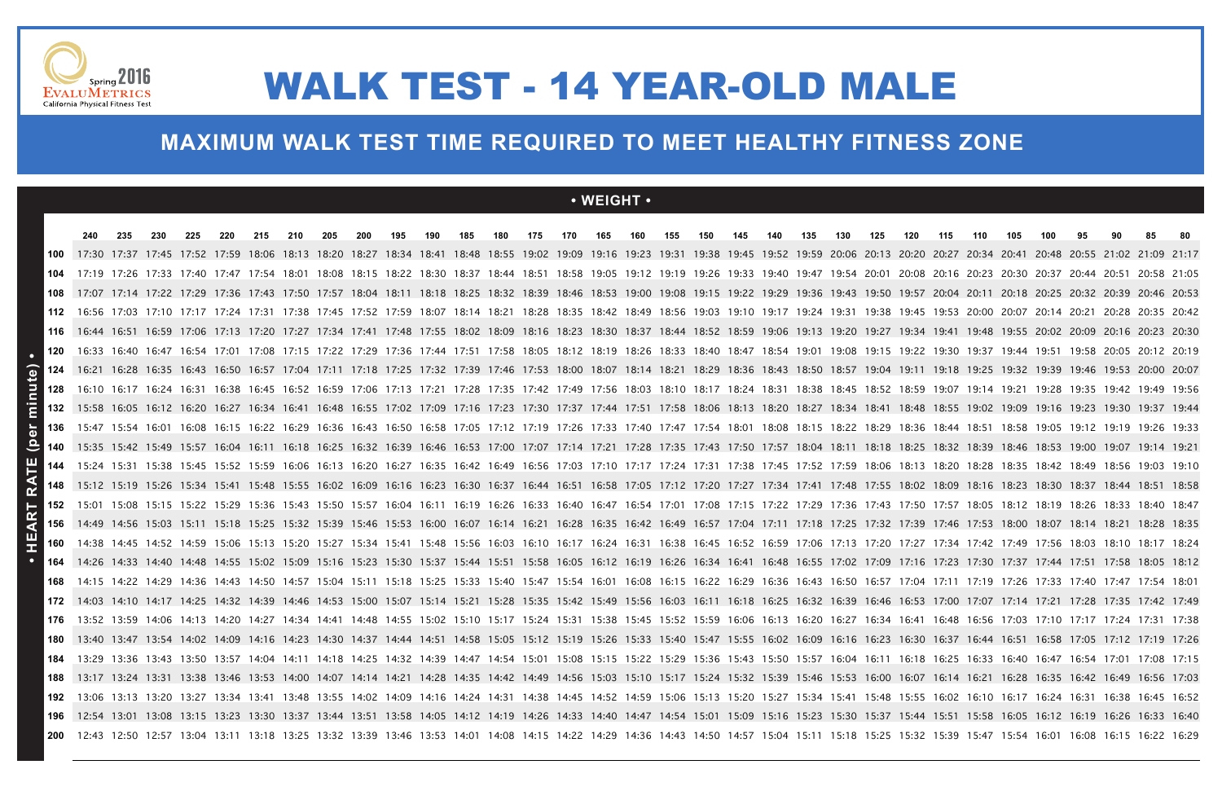Spring 2016
EVALUMETRICS
California Physical Fitness Test

# WALK TEST - 14 YEAR-OLD MALE

## MAXIMUM WALK TEST TIME REQUIRED TO MEET HEALTHY FITNESS ZONE

• WEIGHT •

| • HEART RATE (per minute) • | 240 | 235 | 230 | 225 | 220 | 215 | 210 | 205 | 200 | 195 | 190 | 185 | 180 | 175 | 170 | 165 | 160 | 155 | 150 | 145 | 140 | 135 | 130 | 125 | 120 | 115 | 110 | 105 | 100 | 95 | 90 | 85 | 80 |
|---|---|---|---|---|---|---|---|---|---|---|---|---|---|---|---|---|---|---|---|---|---|---|---|---|---|---|---|---|---|---|---|---|---|
| 100 | 17:30 | 17:37 | 17:45 | 17:52 | 17:59 | 18:06 | 18:13 | 18:20 | 18:27 | 18:34 | 18:41 | 18:48 | 18:55 | 19:02 | 19:09 | 19:16 | 19:23 | 19:31 | 19:38 | 19:45 | 19:52 | 19:59 | 20:06 | 20:13 | 20:20 | 20:27 | 20:34 | 20:41 | 20:48 | 20:55 | 21:02 | 21:09 | 21:17 |
| 104 | 17:19 | 17:26 | 17:33 | 17:40 | 17:47 | 17:54 | 18:01 | 18:08 | 18:15 | 18:22 | 18:30 | 18:37 | 18:44 | 18:51 | 18:58 | 19:05 | 19:12 | 19:19 | 19:26 | 19:33 | 19:40 | 19:47 | 19:54 | 20:01 | 20:08 | 20:16 | 20:23 | 20:30 | 20:37 | 20:44 | 20:51 | 20:58 | 21:05 |
| 108 | 17:07 | 17:14 | 17:22 | 17:29 | 17:36 | 17:43 | 17:50 | 17:57 | 18:04 | 18:11 | 18:18 | 18:25 | 18:32 | 18:39 | 18:46 | 18:53 | 19:00 | 19:08 | 19:15 | 19:22 | 19:29 | 19:36 | 19:43 | 19:50 | 19:57 | 20:04 | 20:11 | 20:18 | 20:25 | 20:32 | 20:39 | 20:46 | 20:53 |
| 112 | 16:56 | 17:03 | 17:10 | 17:17 | 17:24 | 17:31 | 17:38 | 17:45 | 17:52 | 17:59 | 18:07 | 18:14 | 18:21 | 18:28 | 18:35 | 18:42 | 18:49 | 18:56 | 19:03 | 19:10 | 19:17 | 19:24 | 19:31 | 19:38 | 19:45 | 19:53 | 20:00 | 20:07 | 20:14 | 20:21 | 20:28 | 20:35 | 20:42 |
| 116 | 16:44 | 16:51 | 16:59 | 17:06 | 17:13 | 17:20 | 17:27 | 17:34 | 17:41 | 17:48 | 17:55 | 18:02 | 18:09 | 18:16 | 18:23 | 18:30 | 18:37 | 18:44 | 18:52 | 18:59 | 19:06 | 19:13 | 19:20 | 19:27 | 19:34 | 19:41 | 19:48 | 19:55 | 20:02 | 20:09 | 20:16 | 20:23 | 20:30 |
| 120 | 16:33 | 16:40 | 16:47 | 16:54 | 17:01 | 17:08 | 17:15 | 17:22 | 17:29 | 17:36 | 17:44 | 17:51 | 17:58 | 18:05 | 18:12 | 18:19 | 18:26 | 18:33 | 18:40 | 18:47 | 18:54 | 19:01 | 19:08 | 19:15 | 19:22 | 19:30 | 19:37 | 19:44 | 19:51 | 19:58 | 20:05 | 20:12 | 20:19 |
| 124 | 16:21 | 16:28 | 16:35 | 16:43 | 16:50 | 16:57 | 17:04 | 17:11 | 17:18 | 17:25 | 17:32 | 17:39 | 17:46 | 17:53 | 18:00 | 18:07 | 18:14 | 18:21 | 18:29 | 18:36 | 18:43 | 18:50 | 18:57 | 19:04 | 19:11 | 19:18 | 19:25 | 19:32 | 19:39 | 19:46 | 19:53 | 20:00 | 20:07 |
| 128 | 16:10 | 16:17 | 16:24 | 16:31 | 16:38 | 16:45 | 16:52 | 16:59 | 17:06 | 17:13 | 17:21 | 17:28 | 17:35 | 17:42 | 17:49 | 17:56 | 18:03 | 18:10 | 18:17 | 18:24 | 18:31 | 18:38 | 18:45 | 18:52 | 18:59 | 19:07 | 19:14 | 19:21 | 19:28 | 19:35 | 19:42 | 19:49 | 19:56 |
| 132 | 15:58 | 16:05 | 16:12 | 16:20 | 16:27 | 16:34 | 16:41 | 16:48 | 16:55 | 17:02 | 17:09 | 17:16 | 17:23 | 17:30 | 17:37 | 17:44 | 17:51 | 17:58 | 18:06 | 18:13 | 18:20 | 18:27 | 18:34 | 18:41 | 18:48 | 18:55 | 19:02 | 19:09 | 19:16 | 19:23 | 19:30 | 19:37 | 19:44 |
| 136 | 15:47 | 15:54 | 16:01 | 16:08 | 16:15 | 16:22 | 16:29 | 16:36 | 16:43 | 16:50 | 16:58 | 17:05 | 17:12 | 17:19 | 17:26 | 17:33 | 17:40 | 17:47 | 17:54 | 18:01 | 18:08 | 18:15 | 18:22 | 18:29 | 18:36 | 18:44 | 18:51 | 18:58 | 19:05 | 19:12 | 19:19 | 19:26 | 19:33 |
| 140 | 15:35 | 15:42 | 15:49 | 15:57 | 16:04 | 16:11 | 16:18 | 16:25 | 16:32 | 16:39 | 16:46 | 16:53 | 17:00 | 17:07 | 17:14 | 17:21 | 17:28 | 17:35 | 17:43 | 17:50 | 17:57 | 18:04 | 18:11 | 18:18 | 18:25 | 18:32 | 18:39 | 18:46 | 18:53 | 19:00 | 19:07 | 19:14 | 19:21 |
| 144 | 15:24 | 15:31 | 15:38 | 15:45 | 15:52 | 15:59 | 16:06 | 16:13 | 16:20 | 16:27 | 16:35 | 16:42 | 16:49 | 16:56 | 17:03 | 17:10 | 17:17 | 17:24 | 17:31 | 17:38 | 17:45 | 17:52 | 17:59 | 18:06 | 18:13 | 18:20 | 18:28 | 18:35 | 18:42 | 18:49 | 18:56 | 19:03 | 19:10 |
| 148 | 15:12 | 15:19 | 15:26 | 15:34 | 15:41 | 15:48 | 15:55 | 16:02 | 16:09 | 16:16 | 16:23 | 16:30 | 16:37 | 16:44 | 16:51 | 16:58 | 17:05 | 17:12 | 17:20 | 17:27 | 17:34 | 17:41 | 17:48 | 17:55 | 18:02 | 18:09 | 18:16 | 18:23 | 18:30 | 18:37 | 18:44 | 18:51 | 18:58 |
| 152 | 15:01 | 15:08 | 15:15 | 15:22 | 15:29 | 15:36 | 15:43 | 15:50 | 15:57 | 16:04 | 16:11 | 16:19 | 16:26 | 16:33 | 16:40 | 16:47 | 16:54 | 17:01 | 17:08 | 17:15 | 17:22 | 17:29 | 17:36 | 17:43 | 17:50 | 17:57 | 18:05 | 18:12 | 18:19 | 18:26 | 18:33 | 18:40 | 18:47 |
| 156 | 14:49 | 14:56 | 15:03 | 15:11 | 15:18 | 15:25 | 15:32 | 15:39 | 15:46 | 15:53 | 16:00 | 16:07 | 16:14 | 16:21 | 16:28 | 16:35 | 16:42 | 16:49 | 16:57 | 17:04 | 17:11 | 17:18 | 17:25 | 17:32 | 17:39 | 17:46 | 17:53 | 18:00 | 18:07 | 18:14 | 18:21 | 18:28 | 18:35 |
| 160 | 14:38 | 14:45 | 14:52 | 14:59 | 15:06 | 15:13 | 15:20 | 15:27 | 15:34 | 15:41 | 15:48 | 15:56 | 16:03 | 16:10 | 16:17 | 16:24 | 16:31 | 16:38 | 16:45 | 16:52 | 16:59 | 17:06 | 17:13 | 17:20 | 17:27 | 17:34 | 17:42 | 17:49 | 17:56 | 18:03 | 18:10 | 18:17 | 18:24 |
| 164 | 14:26 | 14:33 | 14:40 | 14:48 | 14:55 | 15:02 | 15:09 | 15:16 | 15:23 | 15:30 | 15:37 | 15:44 | 15:51 | 15:58 | 16:05 | 16:12 | 16:19 | 16:26 | 16:34 | 16:41 | 16:48 | 16:55 | 17:02 | 17:09 | 17:16 | 17:23 | 17:30 | 17:37 | 17:44 | 17:51 | 17:58 | 18:05 | 18:12 |
| 168 | 14:15 | 14:22 | 14:29 | 14:36 | 14:43 | 14:50 | 14:57 | 15:04 | 15:11 | 15:18 | 15:25 | 15:33 | 15:40 | 15:47 | 15:54 | 16:01 | 16:08 | 16:15 | 16:22 | 16:29 | 16:36 | 16:43 | 16:50 | 16:57 | 17:04 | 17:11 | 17:19 | 17:26 | 17:33 | 17:40 | 17:47 | 17:54 | 18:01 |
| 172 | 14:03 | 14:10 | 14:17 | 14:25 | 14:32 | 14:39 | 14:46 | 14:53 | 15:00 | 15:07 | 15:14 | 15:21 | 15:28 | 15:35 | 15:42 | 15:49 | 15:56 | 16:03 | 16:11 | 16:18 | 16:25 | 16:32 | 16:39 | 16:46 | 16:53 | 17:00 | 17:07 | 17:14 | 17:21 | 17:28 | 17:35 | 17:42 | 17:49 |
| 176 | 13:52 | 13:59 | 14:06 | 14:13 | 14:20 | 14:27 | 14:34 | 14:41 | 14:48 | 14:55 | 15:02 | 15:10 | 15:17 | 15:24 | 15:31 | 15:38 | 15:45 | 15:52 | 15:59 | 16:06 | 16:13 | 16:20 | 16:27 | 16:34 | 16:41 | 16:48 | 16:56 | 17:03 | 17:10 | 17:17 | 17:24 | 17:31 | 17:38 |
| 180 | 13:40 | 13:47 | 13:54 | 14:02 | 14:09 | 14:16 | 14:23 | 14:30 | 14:37 | 14:44 | 14:51 | 14:58 | 15:05 | 15:12 | 15:19 | 15:26 | 15:33 | 15:40 | 15:47 | 15:55 | 16:02 | 16:09 | 16:16 | 16:23 | 16:30 | 16:37 | 16:44 | 16:51 | 16:58 | 17:05 | 17:12 | 17:19 | 17:26 |
| 184 | 13:29 | 13:36 | 13:43 | 13:50 | 13:57 | 14:04 | 14:11 | 14:18 | 14:25 | 14:32 | 14:39 | 14:47 | 14:54 | 15:01 | 15:08 | 15:15 | 15:22 | 15:29 | 15:36 | 15:43 | 15:50 | 15:57 | 16:04 | 16:11 | 16:18 | 16:25 | 16:33 | 16:40 | 16:47 | 16:54 | 17:01 | 17:08 | 17:15 |
| 188 | 13:17 | 13:24 | 13:31 | 13:38 | 13:46 | 13:53 | 14:00 | 14:07 | 14:14 | 14:21 | 14:28 | 14:35 | 14:42 | 14:49 | 14:56 | 15:03 | 15:10 | 15:17 | 15:24 | 15:32 | 15:39 | 15:46 | 15:53 | 16:00 | 16:07 | 16:14 | 16:21 | 16:28 | 16:35 | 16:42 | 16:49 | 16:56 | 17:03 |
| 192 | 13:06 | 13:13 | 13:20 | 13:27 | 13:34 | 13:41 | 13:48 | 13:55 | 14:02 | 14:09 | 14:16 | 14:24 | 14:31 | 14:38 | 14:45 | 14:52 | 14:59 | 15:06 | 15:13 | 15:20 | 15:27 | 15:34 | 15:41 | 15:48 | 15:55 | 16:02 | 16:10 | 16:17 | 16:24 | 16:31 | 16:38 | 16:45 | 16:52 |
| 196 | 12:54 | 13:01 | 13:08 | 13:15 | 13:23 | 13:30 | 13:37 | 13:44 | 13:51 | 13:58 | 14:05 | 14:12 | 14:19 | 14:26 | 14:33 | 14:40 | 14:47 | 14:54 | 15:01 | 15:09 | 15:16 | 15:23 | 15:30 | 15:37 | 15:44 | 15:51 | 15:58 | 16:05 | 16:12 | 16:19 | 16:26 | 16:33 | 16:40 |
| 200 | 12:43 | 12:50 | 12:57 | 13:04 | 13:11 | 13:18 | 13:25 | 13:32 | 13:39 | 13:46 | 13:53 | 14:01 | 14:08 | 14:15 | 14:22 | 14:29 | 14:36 | 14:43 | 14:50 | 14:57 | 15:04 | 15:11 | 15:18 | 15:25 | 15:32 | 15:39 | 15:47 | 15:54 | 16:01 | 16:08 | 16:15 | 16:22 | 16:29 |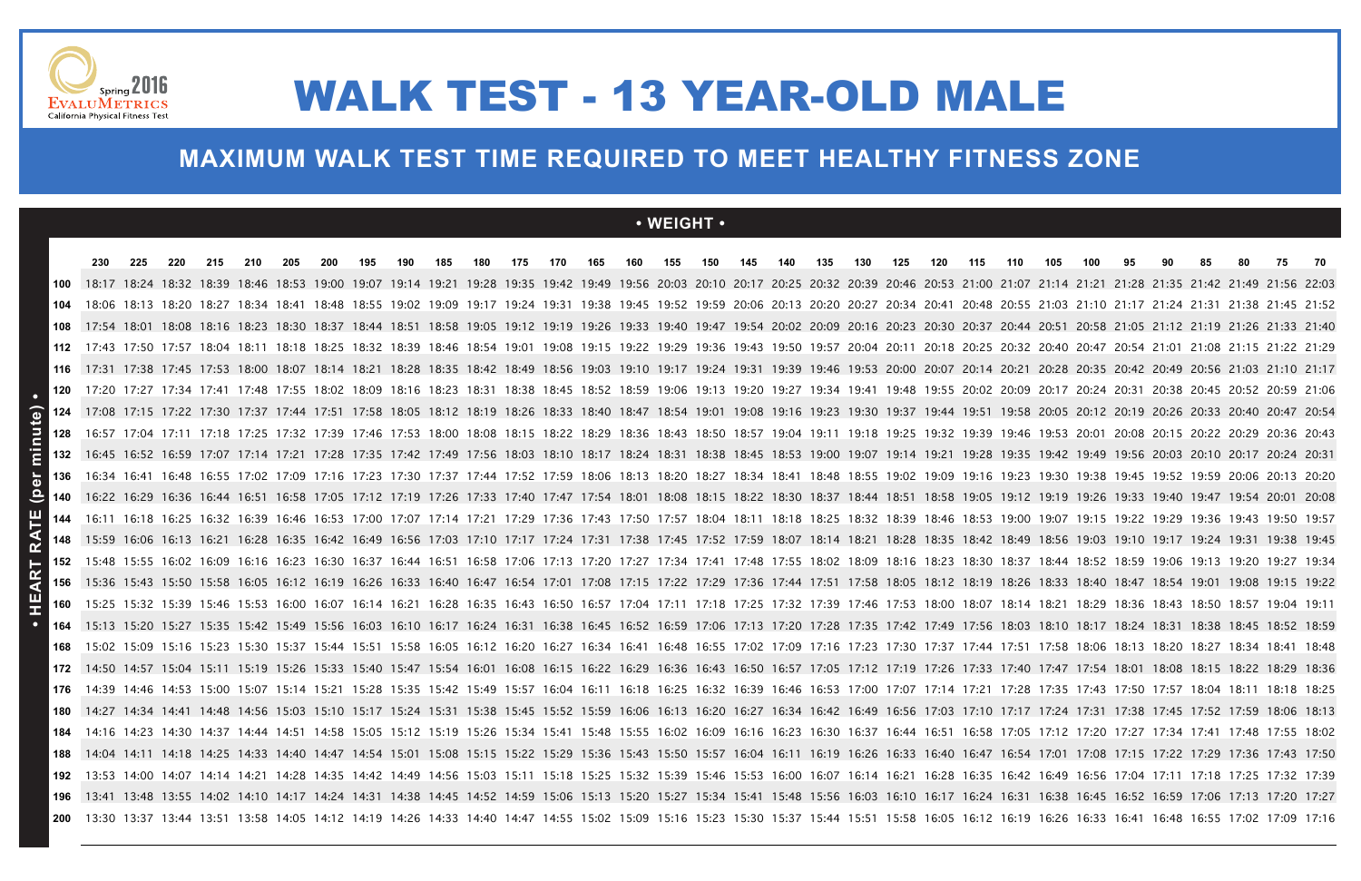Spring 2016 EvaluMetrics California Physical Fitness Test

# WALK TEST - 13 YEAR-OLD MALE

## MAXIMUM WALK TEST TIME REQUIRED TO MEET HEALTHY FITNESS ZONE

| HEART RATE (per minute) \ WEIGHT | 230 | 225 | 220 | 215 | 210 | 205 | 200 | 195 | 190 | 185 | 180 | 175 | 170 | 165 | 160 | 155 | 150 | 145 | 140 | 135 | 130 | 125 | 120 | 115 | 110 | 105 | 100 | 95 | 90 | 85 | 80 | 75 | 70 |
|---|---|---|---|---|---|---|---|---|---|---|---|---|---|---|---|---|---|---|---|---|---|---|---|---|---|---|---|---|---|---|---|---|---|
| 100 | 18:17 | 18:24 | 18:32 | 18:39 | 18:46 | 18:53 | 19:00 | 19:07 | 19:14 | 19:21 | 19:28 | 19:35 | 19:42 | 19:49 | 19:56 | 20:03 | 20:10 | 20:17 | 20:25 | 20:32 | 20:39 | 20:46 | 20:53 | 21:00 | 21:07 | 21:14 | 21:21 | 21:28 | 21:35 | 21:42 | 21:49 | 21:56 | 22:03 |
| 104 | 18:06 | 18:13 | 18:20 | 18:27 | 18:34 | 18:41 | 18:48 | 18:55 | 19:02 | 19:09 | 19:17 | 19:24 | 19:31 | 19:38 | 19:45 | 19:52 | 19:59 | 20:06 | 20:13 | 20:20 | 20:27 | 20:34 | 20:41 | 20:48 | 20:55 | 21:03 | 21:10 | 21:17 | 21:24 | 21:31 | 21:38 | 21:45 | 21:52 |
| 108 | 17:54 | 18:01 | 18:08 | 18:16 | 18:23 | 18:30 | 18:37 | 18:44 | 18:51 | 18:58 | 19:05 | 19:12 | 19:19 | 19:26 | 19:33 | 19:40 | 19:47 | 19:54 | 20:02 | 20:09 | 20:16 | 20:23 | 20:30 | 20:37 | 20:44 | 20:51 | 20:58 | 21:05 | 21:12 | 21:19 | 21:26 | 21:33 | 21:40 |
| 112 | 17:43 | 17:50 | 17:57 | 18:04 | 18:11 | 18:18 | 18:25 | 18:32 | 18:39 | 18:46 | 18:54 | 19:01 | 19:08 | 19:15 | 19:22 | 19:29 | 19:36 | 19:43 | 19:50 | 19:57 | 20:04 | 20:11 | 20:18 | 20:25 | 20:32 | 20:40 | 20:47 | 20:54 | 21:01 | 21:08 | 21:15 | 21:22 | 21:29 |
| 116 | 17:31 | 17:38 | 17:45 | 17:53 | 18:00 | 18:07 | 18:14 | 18:21 | 18:28 | 18:35 | 18:42 | 18:49 | 18:56 | 19:03 | 19:10 | 19:17 | 19:24 | 19:31 | 19:39 | 19:46 | 19:53 | 20:00 | 20:07 | 20:14 | 20:21 | 20:28 | 20:35 | 20:42 | 20:49 | 20:56 | 21:03 | 21:10 | 21:17 |
| 120 | 17:20 | 17:27 | 17:34 | 17:41 | 17:48 | 17:55 | 18:02 | 18:09 | 18:16 | 18:23 | 18:31 | 18:38 | 18:45 | 18:52 | 18:59 | 19:06 | 19:13 | 19:20 | 19:27 | 19:34 | 19:41 | 19:48 | 19:55 | 20:02 | 20:09 | 20:17 | 20:24 | 20:31 | 20:38 | 20:45 | 20:52 | 20:59 | 21:06 |
| 124 | 17:08 | 17:15 | 17:22 | 17:30 | 17:37 | 17:44 | 17:51 | 17:58 | 18:05 | 18:12 | 18:19 | 18:26 | 18:33 | 18:40 | 18:47 | 18:54 | 19:01 | 19:08 | 19:16 | 19:23 | 19:30 | 19:37 | 19:44 | 19:51 | 19:58 | 20:05 | 20:12 | 20:19 | 20:26 | 20:33 | 20:40 | 20:47 | 20:54 |
| 128 | 16:57 | 17:04 | 17:11 | 17:18 | 17:25 | 17:32 | 17:39 | 17:46 | 17:53 | 18:00 | 18:08 | 18:15 | 18:22 | 18:29 | 18:36 | 18:43 | 18:50 | 18:57 | 19:04 | 19:11 | 19:18 | 19:25 | 19:32 | 19:39 | 19:46 | 19:53 | 20:01 | 20:08 | 20:15 | 20:22 | 20:29 | 20:36 | 20:43 |
| 132 | 16:45 | 16:52 | 16:59 | 17:07 | 17:14 | 17:21 | 17:28 | 17:35 | 17:42 | 17:49 | 17:56 | 18:03 | 18:10 | 18:17 | 18:24 | 18:31 | 18:38 | 18:45 | 18:53 | 19:00 | 19:07 | 19:14 | 19:21 | 19:28 | 19:35 | 19:42 | 19:49 | 19:56 | 20:03 | 20:10 | 20:17 | 20:24 | 20:31 |
| 136 | 16:34 | 16:41 | 16:48 | 16:55 | 17:02 | 17:09 | 17:16 | 17:23 | 17:30 | 17:37 | 17:44 | 17:52 | 17:59 | 18:06 | 18:13 | 18:20 | 18:27 | 18:34 | 18:41 | 18:48 | 18:55 | 19:02 | 19:09 | 19:16 | 19:23 | 19:30 | 19:38 | 19:45 | 19:52 | 19:59 | 20:06 | 20:13 | 20:20 |
| 140 | 16:22 | 16:29 | 16:36 | 16:44 | 16:51 | 16:58 | 17:05 | 17:12 | 17:19 | 17:26 | 17:33 | 17:40 | 17:47 | 17:54 | 18:01 | 18:08 | 18:15 | 18:22 | 18:30 | 18:37 | 18:44 | 18:51 | 18:58 | 19:05 | 19:12 | 19:19 | 19:26 | 19:33 | 19:40 | 19:47 | 19:54 | 20:01 | 20:08 |
| 144 | 16:11 | 16:18 | 16:25 | 16:32 | 16:39 | 16:46 | 16:53 | 17:00 | 17:07 | 17:14 | 17:21 | 17:29 | 17:36 | 17:43 | 17:50 | 17:57 | 18:04 | 18:11 | 18:18 | 18:25 | 18:32 | 18:39 | 18:46 | 18:53 | 19:00 | 19:07 | 19:15 | 19:22 | 19:29 | 19:36 | 19:43 | 19:50 | 19:57 |
| 148 | 15:59 | 16:06 | 16:13 | 16:21 | 16:28 | 16:35 | 16:42 | 16:49 | 16:56 | 17:03 | 17:10 | 17:17 | 17:24 | 17:31 | 17:38 | 17:45 | 17:52 | 17:59 | 18:07 | 18:14 | 18:21 | 18:28 | 18:35 | 18:42 | 18:49 | 18:56 | 19:03 | 19:10 | 19:17 | 19:24 | 19:31 | 19:38 | 19:45 |
| 152 | 15:48 | 15:55 | 16:02 | 16:09 | 16:16 | 16:23 | 16:30 | 16:37 | 16:44 | 16:51 | 16:58 | 17:06 | 17:13 | 17:20 | 17:27 | 17:34 | 17:41 | 17:48 | 17:55 | 18:02 | 18:09 | 18:16 | 18:23 | 18:30 | 18:37 | 18:44 | 18:52 | 18:59 | 19:06 | 19:13 | 19:20 | 19:27 | 19:34 |
| 156 | 15:36 | 15:43 | 15:50 | 15:58 | 16:05 | 16:12 | 16:19 | 16:26 | 16:33 | 16:40 | 16:47 | 16:54 | 17:01 | 17:08 | 17:15 | 17:22 | 17:29 | 17:36 | 17:44 | 17:51 | 17:58 | 18:05 | 18:12 | 18:19 | 18:26 | 18:33 | 18:40 | 18:47 | 18:54 | 19:01 | 19:08 | 19:15 | 19:22 |
| 160 | 15:25 | 15:32 | 15:39 | 15:46 | 15:53 | 16:00 | 16:07 | 16:14 | 16:21 | 16:28 | 16:35 | 16:43 | 16:50 | 16:57 | 17:04 | 17:11 | 17:18 | 17:25 | 17:32 | 17:39 | 17:46 | 17:53 | 18:00 | 18:07 | 18:14 | 18:21 | 18:29 | 18:36 | 18:43 | 18:50 | 18:57 | 19:04 | 19:11 |
| 164 | 15:13 | 15:20 | 15:27 | 15:35 | 15:42 | 15:49 | 15:56 | 16:03 | 16:10 | 16:17 | 16:24 | 16:31 | 16:38 | 16:45 | 16:52 | 16:59 | 17:06 | 17:13 | 17:20 | 17:28 | 17:35 | 17:42 | 17:49 | 17:56 | 18:03 | 18:10 | 18:17 | 18:24 | 18:31 | 18:38 | 18:45 | 18:52 | 18:59 |
| 168 | 15:02 | 15:09 | 15:16 | 15:23 | 15:30 | 15:37 | 15:44 | 15:51 | 15:58 | 16:05 | 16:12 | 16:20 | 16:27 | 16:34 | 16:41 | 16:48 | 16:55 | 17:02 | 17:09 | 17:16 | 17:23 | 17:30 | 17:37 | 17:44 | 17:51 | 17:58 | 18:06 | 18:13 | 18:20 | 18:27 | 18:34 | 18:41 | 18:48 |
| 172 | 14:50 | 14:57 | 15:04 | 15:11 | 15:19 | 15:26 | 15:33 | 15:40 | 15:47 | 15:54 | 16:01 | 16:08 | 16:15 | 16:22 | 16:29 | 16:36 | 16:43 | 16:50 | 16:57 | 17:05 | 17:12 | 17:19 | 17:26 | 17:33 | 17:40 | 17:47 | 17:54 | 18:01 | 18:08 | 18:15 | 18:22 | 18:29 | 18:36 |
| 176 | 14:39 | 14:46 | 14:53 | 15:00 | 15:07 | 15:14 | 15:21 | 15:28 | 15:35 | 15:42 | 15:49 | 15:57 | 16:04 | 16:11 | 16:18 | 16:25 | 16:32 | 16:39 | 16:46 | 16:53 | 17:00 | 17:07 | 17:14 | 17:21 | 17:28 | 17:35 | 17:43 | 17:50 | 17:57 | 18:04 | 18:11 | 18:18 | 18:25 |
| 180 | 14:27 | 14:34 | 14:41 | 14:48 | 14:56 | 15:03 | 15:10 | 15:17 | 15:24 | 15:31 | 15:38 | 15:45 | 15:52 | 15:59 | 16:06 | 16:13 | 16:20 | 16:27 | 16:34 | 16:42 | 16:49 | 16:56 | 17:03 | 17:10 | 17:17 | 17:24 | 17:31 | 17:38 | 17:45 | 17:52 | 17:59 | 18:06 | 18:13 |
| 184 | 14:16 | 14:23 | 14:30 | 14:37 | 14:44 | 14:51 | 14:58 | 15:05 | 15:12 | 15:19 | 15:26 | 15:34 | 15:41 | 15:48 | 15:55 | 16:02 | 16:09 | 16:16 | 16:23 | 16:30 | 16:37 | 16:44 | 16:51 | 16:58 | 17:05 | 17:12 | 17:20 | 17:27 | 17:34 | 17:41 | 17:48 | 17:55 | 18:02 |
| 188 | 14:04 | 14:11 | 14:18 | 14:25 | 14:33 | 14:40 | 14:47 | 14:54 | 15:01 | 15:08 | 15:15 | 15:22 | 15:29 | 15:36 | 15:43 | 15:50 | 15:57 | 16:04 | 16:11 | 16:19 | 16:26 | 16:33 | 16:40 | 16:47 | 16:54 | 17:01 | 17:08 | 17:15 | 17:22 | 17:29 | 17:36 | 17:43 | 17:50 |
| 192 | 13:53 | 14:00 | 14:07 | 14:14 | 14:21 | 14:28 | 14:35 | 14:42 | 14:49 | 14:56 | 15:03 | 15:11 | 15:18 | 15:25 | 15:32 | 15:39 | 15:46 | 15:53 | 16:00 | 16:07 | 16:14 | 16:21 | 16:28 | 16:35 | 16:42 | 16:49 | 16:56 | 17:04 | 17:11 | 17:18 | 17:25 | 17:32 | 17:39 |
| 196 | 13:41 | 13:48 | 13:55 | 14:02 | 14:10 | 14:17 | 14:24 | 14:31 | 14:38 | 14:45 | 14:52 | 14:59 | 15:06 | 15:13 | 15:20 | 15:27 | 15:34 | 15:41 | 15:48 | 15:56 | 16:03 | 16:10 | 16:17 | 16:24 | 16:31 | 16:38 | 16:45 | 16:52 | 16:59 | 17:06 | 17:13 | 17:20 | 17:27 |
| 200 | 13:30 | 13:37 | 13:44 | 13:51 | 13:58 | 14:05 | 14:12 | 14:19 | 14:26 | 14:33 | 14:40 | 14:47 | 14:55 | 15:02 | 15:09 | 15:16 | 15:23 | 15:30 | 15:37 | 15:44 | 15:51 | 15:58 | 16:05 | 16:12 | 16:19 | 16:26 | 16:33 | 16:41 | 16:48 | 16:55 | 17:02 | 17:09 | 17:16 |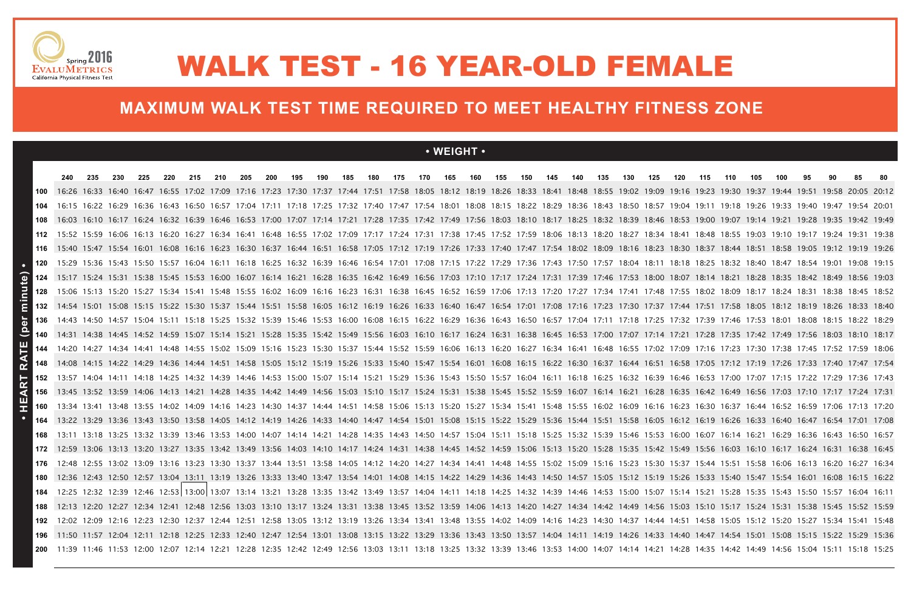Spring 2016
EVALUMETRICS
California Physical Fitness Test

# WALK TEST - 16 YEAR-OLD FEMALE

## MAXIMUM WALK TEST TIME REQUIRED TO MEET HEALTHY FITNESS ZONE

• WEIGHT •

| HEART RATE (per minute) | 240 | 235 | 230 | 225 | 220 | 215 | 210 | 205 | 200 | 195 | 190 | 185 | 180 | 175 | 170 | 165 | 160 | 155 | 150 | 145 | 140 | 135 | 130 | 125 | 120 | 115 | 110 | 105 | 100 | 95 | 90 | 85 | 80 |
|---|---|---|---|---|---|---|---|---|---|---|---|---|---|---|---|---|---|---|---|---|---|---|---|---|---|---|---|---|---|---|---|---|---|
| 100 | 16:26 | 16:33 | 16:40 | 16:47 | 16:55 | 17:02 | 17:09 | 17:16 | 17:23 | 17:30 | 17:37 | 17:44 | 17:51 | 17:58 | 18:05 | 18:12 | 18:19 | 18:26 | 18:33 | 18:41 | 18:48 | 18:55 | 19:02 | 19:09 | 19:16 | 19:23 | 19:30 | 19:37 | 19:44 | 19:51 | 19:58 | 20:05 | 20:12 |
| 104 | 16:15 | 16:22 | 16:29 | 16:36 | 16:43 | 16:50 | 16:57 | 17:04 | 17:11 | 17:18 | 17:25 | 17:32 | 17:40 | 17:47 | 17:54 | 18:01 | 18:08 | 18:15 | 18:22 | 18:29 | 18:36 | 18:43 | 18:50 | 18:57 | 19:04 | 19:11 | 19:18 | 19:26 | 19:33 | 19:40 | 19:47 | 19:54 | 20:01 |
| 108 | 16:03 | 16:10 | 16:17 | 16:24 | 16:32 | 16:39 | 16:46 | 16:53 | 17:00 | 17:07 | 17:14 | 17:21 | 17:28 | 17:35 | 17:42 | 17:49 | 17:56 | 18:03 | 18:10 | 18:17 | 18:25 | 18:32 | 18:39 | 18:46 | 18:53 | 19:00 | 19:07 | 19:14 | 19:21 | 19:28 | 19:35 | 19:42 | 19:49 |
| 112 | 15:52 | 15:59 | 16:06 | 16:13 | 16:20 | 16:27 | 16:34 | 16:41 | 16:48 | 16:55 | 17:02 | 17:09 | 17:17 | 17:24 | 17:31 | 17:38 | 17:45 | 17:52 | 17:59 | 18:06 | 18:13 | 18:20 | 18:27 | 18:34 | 18:41 | 18:48 | 18:55 | 19:03 | 19:10 | 19:17 | 19:24 | 19:31 | 19:38 |
| 116 | 15:40 | 15:47 | 15:54 | 16:01 | 16:08 | 16:16 | 16:23 | 16:30 | 16:37 | 16:44 | 16:51 | 16:58 | 17:05 | 17:12 | 17:19 | 17:26 | 17:33 | 17:40 | 17:47 | 17:54 | 18:02 | 18:09 | 18:16 | 18:23 | 18:30 | 18:37 | 18:44 | 18:51 | 18:58 | 19:05 | 19:12 | 19:19 | 19:26 |
| 120 | 15:29 | 15:36 | 15:43 | 15:50 | 15:57 | 16:04 | 16:11 | 16:18 | 16:25 | 16:32 | 16:39 | 16:46 | 16:54 | 17:01 | 17:08 | 17:15 | 17:22 | 17:29 | 17:36 | 17:43 | 17:50 | 17:57 | 18:04 | 18:11 | 18:18 | 18:25 | 18:32 | 18:40 | 18:47 | 18:54 | 19:01 | 19:08 | 19:15 |
| 124 | 15:17 | 15:24 | 15:31 | 15:38 | 15:45 | 15:53 | 16:00 | 16:07 | 16:14 | 16:21 | 16:28 | 16:35 | 16:42 | 16:49 | 16:56 | 17:03 | 17:10 | 17:17 | 17:24 | 17:31 | 17:39 | 17:46 | 17:53 | 18:00 | 18:07 | 18:14 | 18:21 | 18:28 | 18:35 | 18:42 | 18:49 | 18:56 | 19:03 |
| 128 | 15:06 | 15:13 | 15:20 | 15:27 | 15:34 | 15:41 | 15:48 | 15:55 | 16:02 | 16:09 | 16:16 | 16:23 | 16:31 | 16:38 | 16:45 | 16:52 | 16:59 | 17:06 | 17:13 | 17:20 | 17:27 | 17:34 | 17:41 | 17:48 | 17:55 | 18:02 | 18:09 | 18:17 | 18:24 | 18:31 | 18:38 | 18:45 | 18:52 |
| 132 | 14:54 | 15:01 | 15:08 | 15:15 | 15:22 | 15:30 | 15:37 | 15:44 | 15:51 | 15:58 | 16:05 | 16:12 | 16:19 | 16:26 | 16:33 | 16:40 | 16:47 | 16:54 | 17:01 | 17:08 | 17:16 | 17:23 | 17:30 | 17:37 | 17:44 | 17:51 | 17:58 | 18:05 | 18:12 | 18:19 | 18:26 | 18:33 | 18:40 |
| 136 | 14:43 | 14:50 | 14:57 | 15:04 | 15:11 | 15:18 | 15:25 | 15:32 | 15:39 | 15:46 | 15:53 | 16:00 | 16:08 | 16:15 | 16:22 | 16:29 | 16:36 | 16:43 | 16:50 | 16:57 | 17:04 | 17:11 | 17:18 | 17:25 | 17:32 | 17:39 | 17:46 | 17:53 | 18:01 | 18:08 | 18:15 | 18:22 | 18:29 |
| 140 | 14:31 | 14:38 | 14:45 | 14:52 | 14:59 | 15:07 | 15:14 | 15:21 | 15:28 | 15:35 | 15:42 | 15:49 | 15:56 | 16:03 | 16:10 | 16:17 | 16:24 | 16:31 | 16:38 | 16:45 | 16:53 | 17:00 | 17:07 | 17:14 | 17:21 | 17:28 | 17:35 | 17:42 | 17:49 | 17:56 | 18:03 | 18:10 | 18:17 |
| 144 | 14:20 | 14:27 | 14:34 | 14:41 | 14:48 | 14:55 | 15:02 | 15:09 | 15:16 | 15:23 | 15:30 | 15:37 | 15:44 | 15:52 | 15:59 | 16:06 | 16:13 | 16:20 | 16:27 | 16:34 | 16:41 | 16:48 | 16:55 | 17:02 | 17:09 | 17:16 | 17:23 | 17:30 | 17:38 | 17:45 | 17:52 | 17:59 | 18:06 |
| 148 | 14:08 | 14:15 | 14:22 | 14:29 | 14:36 | 14:44 | 14:51 | 14:58 | 15:05 | 15:12 | 15:19 | 15:26 | 15:33 | 15:40 | 15:47 | 15:54 | 16:01 | 16:08 | 16:15 | 16:22 | 16:30 | 16:37 | 16:44 | 16:51 | 16:58 | 17:05 | 17:12 | 17:19 | 17:26 | 17:33 | 17:40 | 17:47 | 17:54 |
| 152 | 13:57 | 14:04 | 14:11 | 14:18 | 14:25 | 14:32 | 14:39 | 14:46 | 14:53 | 15:00 | 15:07 | 15:14 | 15:21 | 15:29 | 15:36 | 15:43 | 15:50 | 15:57 | 16:04 | 16:11 | 16:18 | 16:25 | 16:32 | 16:39 | 16:46 | 16:53 | 17:00 | 17:07 | 17:15 | 17:22 | 17:29 | 17:36 | 17:43 |
| 156 | 13:45 | 13:52 | 13:59 | 14:06 | 14:13 | 14:21 | 14:28 | 14:35 | 14:42 | 14:49 | 14:56 | 15:03 | 15:10 | 15:17 | 15:24 | 15:31 | 15:38 | 15:45 | 15:52 | 15:59 | 16:07 | 16:14 | 16:21 | 16:28 | 16:35 | 16:42 | 16:49 | 16:56 | 17:03 | 17:10 | 17:17 | 17:24 | 17:31 |
| 160 | 13:34 | 13:41 | 13:48 | 13:55 | 14:02 | 14:09 | 14:16 | 14:23 | 14:30 | 14:37 | 14:44 | 14:51 | 14:58 | 15:06 | 15:13 | 15:20 | 15:27 | 15:34 | 15:41 | 15:48 | 15:55 | 16:02 | 16:09 | 16:16 | 16:23 | 16:30 | 16:37 | 16:44 | 16:52 | 16:59 | 17:06 | 17:13 | 17:20 |
| 164 | 13:22 | 13:29 | 13:36 | 13:43 | 13:50 | 13:58 | 14:05 | 14:12 | 14:19 | 14:26 | 14:33 | 14:40 | 14:47 | 14:54 | 15:01 | 15:08 | 15:15 | 15:22 | 15:29 | 15:36 | 15:44 | 15:51 | 15:58 | 16:05 | 16:12 | 16:19 | 16:26 | 16:33 | 16:40 | 16:47 | 16:54 | 17:01 | 17:08 |
| 168 | 13:11 | 13:18 | 13:25 | 13:32 | 13:39 | 13:46 | 13:53 | 14:00 | 14:07 | 14:14 | 14:21 | 14:28 | 14:35 | 14:43 | 14:50 | 14:57 | 15:04 | 15:11 | 15:18 | 15:25 | 15:32 | 15:39 | 15:46 | 15:53 | 16:00 | 16:07 | 16:14 | 16:21 | 16:29 | 16:36 | 16:43 | 16:50 | 16:57 |
| 172 | 12:59 | 13:06 | 13:13 | 13:20 | 13:27 | 13:35 | 13:42 | 13:49 | 13:56 | 14:03 | 14:10 | 14:17 | 14:24 | 14:31 | 14:38 | 14:45 | 14:52 | 14:59 | 15:06 | 15:13 | 15:20 | 15:28 | 15:35 | 15:42 | 15:49 | 15:56 | 16:03 | 16:10 | 16:17 | 16:24 | 16:31 | 16:38 | 16:45 |
| 176 | 12:48 | 12:55 | 13:02 | 13:09 | 13:16 | 13:23 | 13:30 | 13:37 | 13:44 | 13:51 | 13:58 | 14:05 | 14:12 | 14:20 | 14:27 | 14:34 | 14:41 | 14:48 | 14:55 | 15:02 | 15:09 | 15:16 | 15:23 | 15:30 | 15:37 | 15:44 | 15:51 | 15:58 | 16:06 | 16:13 | 16:20 | 16:27 | 16:34 |
| 180 | 12:36 | 12:43 | 12:50 | 12:57 | 13:04 | 13:11 | 13:19 | 13:26 | 13:33 | 13:40 | 13:47 | 13:54 | 14:01 | 14:08 | 14:15 | 14:22 | 14:29 | 14:36 | 14:43 | 14:50 | 14:57 | 15:05 | 15:12 | 15:19 | 15:26 | 15:33 | 15:40 | 15:47 | 15:54 | 16:01 | 16:08 | 16:15 | 16:22 |
| 184 | 12:25 | 12:32 | 12:39 | 12:46 | 12:53 | 13:00 | 13:07 | 13:14 | 13:21 | 13:28 | 13:35 | 13:42 | 13:49 | 13:57 | 14:04 | 14:11 | 14:18 | 14:25 | 14:32 | 14:39 | 14:46 | 14:53 | 15:00 | 15:07 | 15:14 | 15:21 | 15:28 | 15:35 | 15:43 | 15:50 | 15:57 | 16:04 | 16:11 |
| 188 | 12:13 | 12:20 | 12:27 | 12:34 | 12:41 | 12:48 | 12:56 | 13:03 | 13:10 | 13:17 | 13:24 | 13:31 | 13:38 | 13:45 | 13:52 | 13:59 | 14:06 | 14:13 | 14:20 | 14:27 | 14:34 | 14:42 | 14:49 | 14:56 | 15:03 | 15:10 | 15:17 | 15:24 | 15:31 | 15:38 | 15:45 | 15:52 | 15:59 |
| 192 | 12:02 | 12:09 | 12:16 | 12:23 | 12:30 | 12:37 | 12:44 | 12:51 | 12:58 | 13:05 | 13:12 | 13:19 | 13:26 | 13:34 | 13:41 | 13:48 | 13:55 | 14:02 | 14:09 | 14:16 | 14:23 | 14:30 | 14:37 | 14:44 | 14:51 | 14:58 | 15:05 | 15:12 | 15:20 | 15:27 | 15:34 | 15:41 | 15:48 |
| 196 | 11:50 | 11:57 | 12:04 | 12:11 | 12:18 | 12:25 | 12:33 | 12:40 | 12:47 | 12:54 | 13:01 | 13:08 | 13:15 | 13:22 | 13:29 | 13:36 | 13:43 | 13:50 | 13:57 | 14:04 | 14:11 | 14:19 | 14:26 | 14:33 | 14:40 | 14:47 | 14:54 | 15:01 | 15:08 | 15:15 | 15:22 | 15:29 | 15:36 |
| 200 | 11:39 | 11:46 | 11:53 | 12:00 | 12:07 | 12:14 | 12:21 | 12:28 | 12:35 | 12:42 | 12:49 | 12:56 | 13:03 | 13:11 | 13:18 | 13:25 | 13:32 | 13:39 | 13:46 | 13:53 | 14:00 | 14:07 | 14:14 | 14:21 | 14:28 | 14:35 | 14:42 | 14:49 | 14:56 | 15:04 | 15:11 | 15:18 | 15:25 |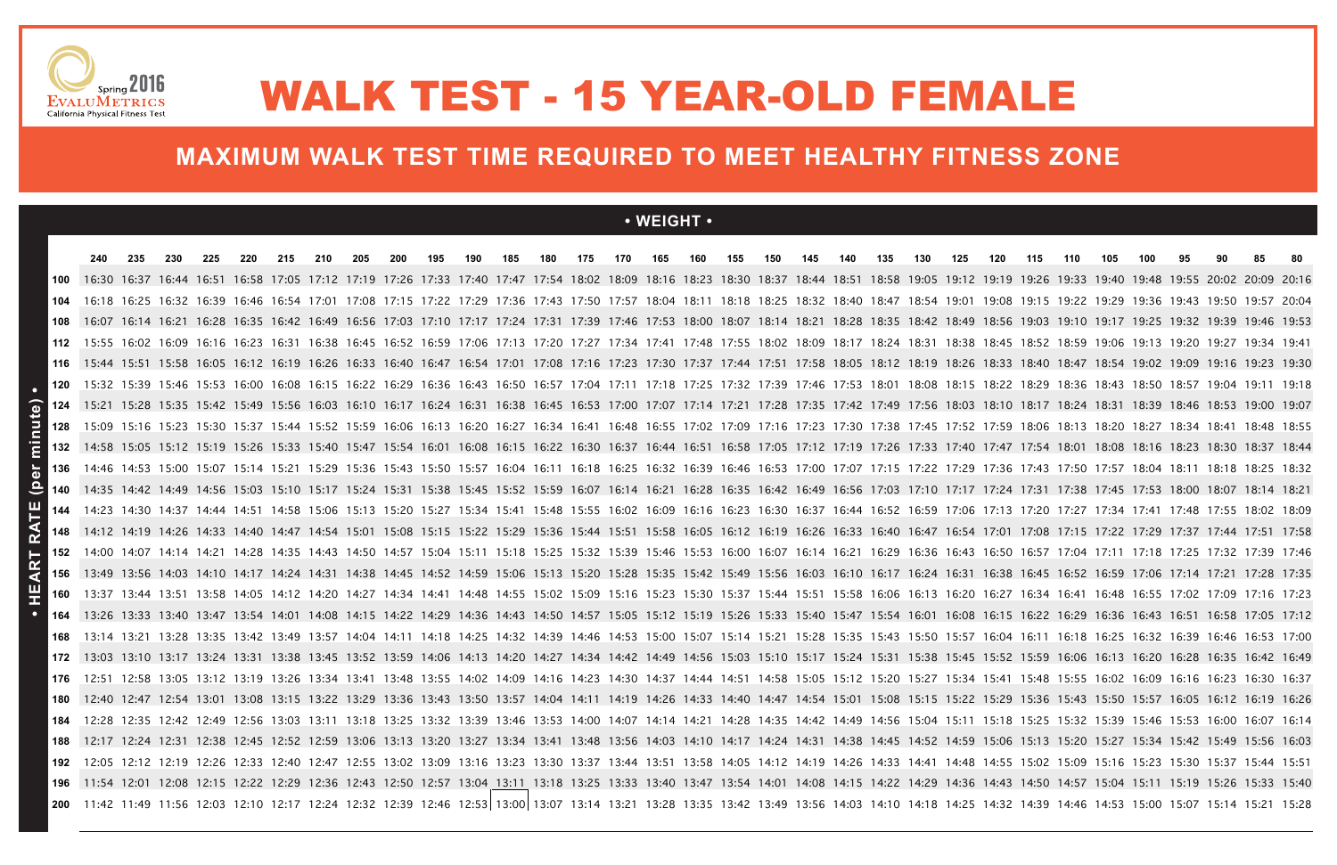Spring 2016 EvaluMetrics California Physical Fitness Test

# WALK TEST - 15 YEAR-OLD FEMALE

## MAXIMUM WALK TEST TIME REQUIRED TO MEET HEALTHY FITNESS ZONE

• WEIGHT •

| • HEART RATE (per minute) • | 240 | 235 | 230 | 225 | 220 | 215 | 210 | 205 | 200 | 195 | 190 | 185 | 180 | 175 | 170 | 165 | 160 | 155 | 150 | 145 | 140 | 135 | 130 | 125 | 120 | 115 | 110 | 105 | 100 | 95 | 90 | 85 | 80 |
|---|---|---|---|---|---|---|---|---|---|---|---|---|---|---|---|---|---|---|---|---|---|---|---|---|---|---|---|---|---|---|---|---|---|
| 100 | 16:30 | 16:37 | 16:44 | 16:51 | 16:58 | 17:05 | 17:12 | 17:19 | 17:26 | 17:33 | 17:40 | 17:47 | 17:54 | 18:02 | 18:09 | 18:16 | 18:23 | 18:30 | 18:37 | 18:44 | 18:51 | 18:58 | 19:05 | 19:12 | 19:19 | 19:26 | 19:33 | 19:40 | 19:48 | 19:55 | 20:02 | 20:09 | 20:16 |
| 104 | 16:18 | 16:25 | 16:32 | 16:39 | 16:46 | 16:54 | 17:01 | 17:08 | 17:15 | 17:22 | 17:29 | 17:36 | 17:43 | 17:50 | 17:57 | 18:04 | 18:11 | 18:18 | 18:25 | 18:32 | 18:40 | 18:47 | 18:54 | 19:01 | 19:08 | 19:15 | 19:22 | 19:29 | 19:36 | 19:43 | 19:50 | 19:57 | 20:04 |
| 108 | 16:07 | 16:14 | 16:21 | 16:28 | 16:35 | 16:42 | 16:49 | 16:56 | 17:03 | 17:10 | 17:17 | 17:24 | 17:31 | 17:39 | 17:46 | 17:53 | 18:00 | 18:07 | 18:14 | 18:21 | 18:28 | 18:35 | 18:42 | 18:49 | 18:56 | 19:03 | 19:10 | 19:17 | 19:25 | 19:32 | 19:39 | 19:46 | 19:53 |
| 112 | 15:55 | 16:02 | 16:09 | 16:16 | 16:23 | 16:31 | 16:38 | 16:45 | 16:52 | 16:59 | 17:06 | 17:13 | 17:20 | 17:27 | 17:34 | 17:41 | 17:48 | 17:55 | 18:02 | 18:09 | 18:17 | 18:24 | 18:31 | 18:38 | 18:45 | 18:52 | 18:59 | 19:06 | 19:13 | 19:20 | 19:27 | 19:34 | 19:41 |
| 116 | 15:44 | 15:51 | 15:58 | 16:05 | 16:12 | 16:19 | 16:26 | 16:33 | 16:40 | 16:47 | 16:54 | 17:01 | 17:08 | 17:16 | 17:23 | 17:30 | 17:37 | 17:44 | 17:51 | 17:58 | 18:05 | 18:12 | 18:19 | 18:26 | 18:33 | 18:40 | 18:47 | 18:54 | 19:02 | 19:09 | 19:16 | 19:23 | 19:30 |
| 120 | 15:32 | 15:39 | 15:46 | 15:53 | 16:00 | 16:08 | 16:15 | 16:22 | 16:29 | 16:36 | 16:43 | 16:50 | 16:57 | 17:04 | 17:11 | 17:18 | 17:25 | 17:32 | 17:39 | 17:46 | 17:53 | 18:01 | 18:08 | 18:15 | 18:22 | 18:29 | 18:36 | 18:43 | 18:50 | 18:57 | 19:04 | 19:11 | 19:18 |
| 124 | 15:21 | 15:28 | 15:35 | 15:42 | 15:49 | 15:56 | 16:03 | 16:10 | 16:17 | 16:24 | 16:31 | 16:38 | 16:45 | 16:53 | 17:00 | 17:07 | 17:14 | 17:21 | 17:28 | 17:35 | 17:42 | 17:49 | 17:56 | 18:03 | 18:10 | 18:17 | 18:24 | 18:31 | 18:39 | 18:46 | 18:53 | 19:00 | 19:07 |
| 128 | 15:09 | 15:16 | 15:23 | 15:30 | 15:37 | 15:44 | 15:52 | 15:59 | 16:06 | 16:13 | 16:20 | 16:27 | 16:34 | 16:41 | 16:48 | 16:55 | 17:02 | 17:09 | 17:16 | 17:23 | 17:30 | 17:38 | 17:45 | 17:52 | 17:59 | 18:06 | 18:13 | 18:20 | 18:27 | 18:34 | 18:41 | 18:48 | 18:55 |
| 132 | 14:58 | 15:05 | 15:12 | 15:19 | 15:26 | 15:33 | 15:40 | 15:47 | 15:54 | 16:01 | 16:08 | 16:15 | 16:22 | 16:30 | 16:37 | 16:44 | 16:51 | 16:58 | 17:05 | 17:12 | 17:19 | 17:26 | 17:33 | 17:40 | 17:47 | 17:54 | 18:01 | 18:08 | 18:16 | 18:23 | 18:30 | 18:37 | 18:44 |
| 136 | 14:46 | 14:53 | 15:00 | 15:07 | 15:14 | 15:21 | 15:29 | 15:36 | 15:43 | 15:50 | 15:57 | 16:04 | 16:11 | 16:18 | 16:25 | 16:32 | 16:39 | 16:46 | 16:53 | 17:00 | 17:07 | 17:15 | 17:22 | 17:29 | 17:36 | 17:43 | 17:50 | 17:57 | 18:04 | 18:11 | 18:18 | 18:25 | 18:32 |
| 140 | 14:35 | 14:42 | 14:49 | 14:56 | 15:03 | 15:10 | 15:17 | 15:24 | 15:31 | 15:38 | 15:45 | 15:52 | 15:59 | 16:07 | 16:14 | 16:21 | 16:28 | 16:35 | 16:42 | 16:49 | 16:56 | 17:03 | 17:10 | 17:17 | 17:24 | 17:31 | 17:38 | 17:45 | 17:53 | 18:00 | 18:07 | 18:14 | 18:21 |
| 144 | 14:23 | 14:30 | 14:37 | 14:44 | 14:51 | 14:58 | 15:06 | 15:13 | 15:20 | 15:27 | 15:34 | 15:41 | 15:48 | 15:55 | 16:02 | 16:09 | 16:16 | 16:23 | 16:30 | 16:37 | 16:44 | 16:52 | 16:59 | 17:06 | 17:13 | 17:20 | 17:27 | 17:34 | 17:41 | 17:48 | 17:55 | 18:02 | 18:09 |
| 148 | 14:12 | 14:19 | 14:26 | 14:33 | 14:40 | 14:47 | 14:54 | 15:01 | 15:08 | 15:15 | 15:22 | 15:29 | 15:36 | 15:44 | 15:51 | 15:58 | 16:05 | 16:12 | 16:19 | 16:26 | 16:33 | 16:40 | 16:47 | 16:54 | 17:01 | 17:08 | 17:15 | 17:22 | 17:29 | 17:37 | 17:44 | 17:51 | 17:58 |
| 152 | 14:00 | 14:07 | 14:14 | 14:21 | 14:28 | 14:35 | 14:43 | 14:50 | 14:57 | 15:04 | 15:11 | 15:18 | 15:25 | 15:32 | 15:39 | 15:46 | 15:53 | 16:00 | 16:07 | 16:14 | 16:21 | 16:29 | 16:36 | 16:43 | 16:50 | 16:57 | 17:04 | 17:11 | 17:18 | 17:25 | 17:32 | 17:39 | 17:46 |
| 156 | 13:49 | 13:56 | 14:03 | 14:10 | 14:17 | 14:24 | 14:31 | 14:38 | 14:45 | 14:52 | 14:59 | 15:06 | 15:13 | 15:20 | 15:28 | 15:35 | 15:42 | 15:49 | 15:56 | 16:03 | 16:10 | 16:17 | 16:24 | 16:31 | 16:38 | 16:45 | 16:52 | 16:59 | 17:06 | 17:14 | 17:21 | 17:28 | 17:35 |
| 160 | 13:37 | 13:44 | 13:51 | 13:58 | 14:05 | 14:12 | 14:20 | 14:27 | 14:34 | 14:41 | 14:48 | 14:55 | 15:02 | 15:09 | 15:16 | 15:23 | 15:30 | 15:37 | 15:44 | 15:51 | 15:58 | 16:06 | 16:13 | 16:20 | 16:27 | 16:34 | 16:41 | 16:48 | 16:55 | 17:02 | 17:09 | 17:16 | 17:23 |
| 164 | 13:26 | 13:33 | 13:40 | 13:47 | 13:54 | 14:01 | 14:08 | 14:15 | 14:22 | 14:29 | 14:36 | 14:43 | 14:50 | 14:57 | 15:05 | 15:12 | 15:19 | 15:26 | 15:33 | 15:40 | 15:47 | 15:54 | 16:01 | 16:08 | 16:15 | 16:22 | 16:29 | 16:36 | 16:43 | 16:51 | 16:58 | 17:05 | 17:12 |
| 168 | 13:14 | 13:21 | 13:28 | 13:35 | 13:42 | 13:49 | 13:57 | 14:04 | 14:11 | 14:18 | 14:25 | 14:32 | 14:39 | 14:46 | 14:53 | 15:00 | 15:07 | 15:14 | 15:21 | 15:28 | 15:35 | 15:43 | 15:50 | 15:57 | 16:04 | 16:11 | 16:18 | 16:25 | 16:32 | 16:39 | 16:46 | 16:53 | 17:00 |
| 172 | 13:03 | 13:10 | 13:17 | 13:24 | 13:31 | 13:38 | 13:45 | 13:52 | 13:59 | 14:06 | 14:13 | 14:20 | 14:27 | 14:34 | 14:42 | 14:49 | 14:56 | 15:03 | 15:10 | 15:17 | 15:24 | 15:31 | 15:38 | 15:45 | 15:52 | 15:59 | 16:06 | 16:13 | 16:20 | 16:28 | 16:35 | 16:42 | 16:49 |
| 176 | 12:51 | 12:58 | 13:05 | 13:12 | 13:19 | 13:26 | 13:34 | 13:41 | 13:48 | 13:55 | 14:02 | 14:09 | 14:16 | 14:23 | 14:30 | 14:37 | 14:44 | 14:51 | 14:58 | 15:05 | 15:12 | 15:20 | 15:27 | 15:34 | 15:41 | 15:48 | 15:55 | 16:02 | 16:09 | 16:16 | 16:23 | 16:30 | 16:37 |
| 180 | 12:40 | 12:47 | 12:54 | 13:01 | 13:08 | 13:15 | 13:22 | 13:29 | 13:36 | 13:43 | 13:50 | 13:57 | 14:04 | 14:11 | 14:19 | 14:26 | 14:33 | 14:40 | 14:47 | 14:54 | 15:01 | 15:08 | 15:15 | 15:22 | 15:29 | 15:36 | 15:43 | 15:50 | 15:57 | 16:05 | 16:12 | 16:19 | 16:26 |
| 184 | 12:28 | 12:35 | 12:42 | 12:49 | 12:56 | 13:03 | 13:11 | 13:18 | 13:25 | 13:32 | 13:39 | 13:46 | 13:53 | 14:00 | 14:07 | 14:14 | 14:21 | 14:28 | 14:35 | 14:42 | 14:49 | 14:56 | 15:04 | 15:11 | 15:18 | 15:25 | 15:32 | 15:39 | 15:46 | 15:53 | 16:00 | 16:07 | 16:14 |
| 188 | 12:17 | 12:24 | 12:31 | 12:38 | 12:45 | 12:52 | 12:59 | 13:06 | 13:13 | 13:20 | 13:27 | 13:34 | 13:41 | 13:48 | 13:56 | 14:03 | 14:10 | 14:17 | 14:24 | 14:31 | 14:38 | 14:45 | 14:52 | 14:59 | 15:06 | 15:13 | 15:20 | 15:27 | 15:34 | 15:42 | 15:49 | 15:56 | 16:03 |
| 192 | 12:05 | 12:12 | 12:19 | 12:26 | 12:33 | 12:40 | 12:47 | 12:55 | 13:02 | 13:09 | 13:16 | 13:23 | 13:30 | 13:37 | 13:44 | 13:51 | 13:58 | 14:05 | 14:12 | 14:19 | 14:26 | 14:33 | 14:41 | 14:48 | 14:55 | 15:02 | 15:09 | 15:16 | 15:23 | 15:30 | 15:37 | 15:44 | 15:51 |
| 196 | 11:54 | 12:01 | 12:08 | 12:15 | 12:22 | 12:29 | 12:36 | 12:43 | 12:50 | 12:57 | 13:04 | 13:11 | 13:18 | 13:25 | 13:33 | 13:40 | 13:47 | 13:54 | 14:01 | 14:08 | 14:15 | 14:22 | 14:29 | 14:36 | 14:43 | 14:50 | 14:57 | 15:04 | 15:11 | 15:19 | 15:26 | 15:33 | 15:40 |
| 200 | 11:42 | 11:49 | 11:56 | 12:03 | 12:10 | 12:17 | 12:24 | 12:32 | 12:39 | 12:46 | 12:53 | 13:00 | 13:07 | 13:14 | 13:21 | 13:28 | 13:35 | 13:42 | 13:49 | 13:56 | 14:03 | 14:10 | 14:18 | 14:25 | 14:32 | 14:39 | 14:46 | 14:53 | 15:00 | 15:07 | 15:14 | 15:21 | 15:28 |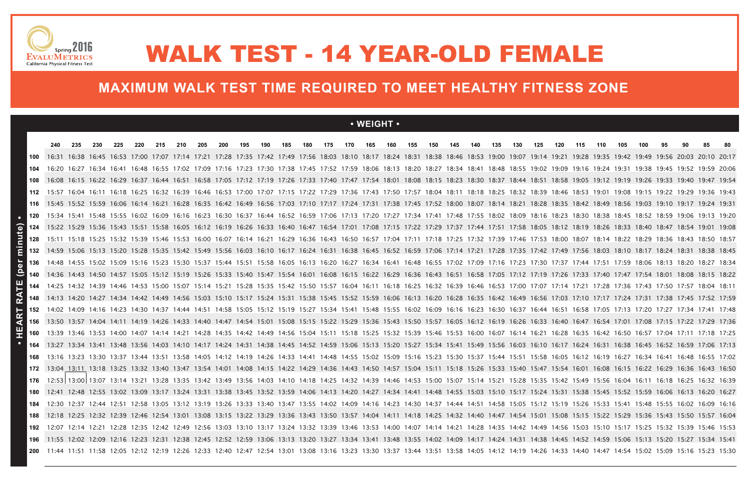Spring 2016 EvaluMetrics California Physical Fitness Test

# WALK TEST - 14 YEAR-OLD FEMALE

## MAXIMUM WALK TEST TIME REQUIRED TO MEET HEALTHY FITNESS ZONE

• WEIGHT •

| HEART RATE (per minute) | 240 | 235 | 230 | 225 | 220 | 215 | 210 | 205 | 200 | 195 | 190 | 185 | 180 | 175 | 170 | 165 | 160 | 155 | 150 | 145 | 140 | 135 | 130 | 125 | 120 | 115 | 110 | 105 | 100 | 95 | 90 | 85 | 80 |
|---|---|---|---|---|---|---|---|---|---|---|---|---|---|---|---|---|---|---|---|---|---|---|---|---|---|---|---|---|---|---|---|---|---|
| 100 | 16:31 | 16:38 | 16:45 | 16:53 | 17:00 | 17:07 | 17:14 | 17:21 | 17:28 | 17:35 | 17:42 | 17:49 | 17:56 | 18:03 | 18:10 | 18:17 | 18:24 | 18:31 | 18:38 | 18:46 | 18:53 | 19:00 | 19:07 | 19:14 | 19:21 | 19:28 | 19:35 | 19:42 | 19:49 | 19:56 | 20:03 | 20:10 | 20:17 |
| 104 | 16:20 | 16:27 | 16:34 | 16:41 | 16:48 | 16:55 | 17:02 | 17:09 | 17:16 | 17:23 | 17:30 | 17:38 | 17:45 | 17:52 | 17:59 | 18:06 | 18:13 | 18:20 | 18:27 | 18:34 | 18:41 | 18:48 | 18:55 | 19:02 | 19:09 | 19:16 | 19:24 | 19:31 | 19:38 | 19:45 | 19:52 | 19:59 | 20:06 |
| 108 | 16:08 | 16:15 | 16:22 | 16:29 | 16:37 | 16:44 | 16:51 | 16:58 | 17:05 | 17:12 | 17:19 | 17:26 | 17:33 | 17:40 | 17:47 | 17:54 | 18:01 | 18:08 | 18:15 | 18:23 | 18:30 | 18:37 | 18:44 | 18:51 | 18:58 | 19:05 | 19:12 | 19:19 | 19:26 | 19:33 | 19:40 | 19:47 | 19:54 |
| 112 | 15:57 | 16:04 | 16:11 | 16:18 | 16:25 | 16:32 | 16:39 | 16:46 | 16:53 | 17:00 | 17:07 | 17:15 | 17:22 | 17:29 | 17:36 | 17:43 | 17:50 | 17:57 | 18:04 | 18:11 | 18:18 | 18:25 | 18:32 | 18:39 | 18:46 | 18:53 | 19:01 | 19:08 | 19:15 | 19:22 | 19:29 | 19:36 | 19:43 |
| 116 | 15:45 | 15:52 | 15:59 | 16:06 | 16:14 | 16:21 | 16:28 | 16:35 | 16:42 | 16:49 | 16:56 | 17:03 | 17:10 | 17:17 | 17:24 | 17:31 | 17:38 | 17:45 | 17:52 | 18:00 | 18:07 | 18:14 | 18:21 | 18:28 | 18:35 | 18:42 | 18:49 | 18:56 | 19:03 | 19:10 | 19:17 | 19:24 | 19:31 |
| 120 | 15:34 | 15:41 | 15:48 | 15:55 | 16:02 | 16:09 | 16:16 | 16:23 | 16:30 | 16:37 | 16:44 | 16:52 | 16:59 | 17:06 | 17:13 | 17:20 | 17:27 | 17:34 | 17:41 | 17:48 | 17:55 | 18:02 | 18:09 | 18:16 | 18:23 | 18:30 | 18:38 | 18:45 | 18:52 | 18:59 | 19:06 | 19:13 | 19:20 |
| 124 | 15:22 | 15:29 | 15:36 | 15:43 | 15:51 | 15:58 | 16:05 | 16:12 | 16:19 | 16:26 | 16:33 | 16:40 | 16:47 | 16:54 | 17:01 | 17:08 | 17:15 | 17:22 | 17:29 | 17:37 | 17:44 | 17:51 | 17:58 | 18:05 | 18:12 | 18:19 | 18:26 | 18:33 | 18:40 | 18:47 | 18:54 | 19:01 | 19:08 |
| 128 | 15:11 | 15:18 | 15:25 | 15:32 | 15:39 | 15:46 | 15:53 | 16:00 | 16:07 | 16:14 | 16:21 | 16:29 | 16:36 | 16:43 | 16:50 | 16:57 | 17:04 | 17:11 | 17:18 | 17:25 | 17:32 | 17:39 | 17:46 | 17:53 | 18:00 | 18:07 | 18:14 | 18:22 | 18:29 | 18:36 | 18:43 | 18:50 | 18:57 |
| 132 | 14:59 | 15:06 | 15:13 | 15:20 | 15:28 | 15:35 | 15:42 | 15:49 | 15:56 | 16:03 | 16:10 | 16:17 | 16:24 | 16:31 | 16:38 | 16:45 | 16:52 | 16:59 | 17:06 | 17:14 | 17:21 | 17:28 | 17:35 | 17:42 | 17:49 | 17:56 | 18:03 | 18:10 | 18:17 | 18:24 | 18:31 | 18:38 | 18:45 |
| 136 | 14:48 | 14:55 | 15:02 | 15:09 | 15:16 | 15:23 | 15:30 | 15:37 | 15:44 | 15:51 | 15:58 | 16:05 | 16:13 | 16:20 | 16:27 | 16:34 | 16:41 | 16:48 | 16:55 | 17:02 | 17:09 | 17:16 | 17:23 | 17:30 | 17:37 | 17:44 | 17:51 | 17:59 | 18:06 | 18:13 | 18:20 | 18:27 | 18:34 |
| 140 | 14:36 | 14:43 | 14:50 | 14:57 | 15:05 | 15:12 | 15:19 | 15:26 | 15:33 | 15:40 | 15:47 | 15:54 | 16:01 | 16:08 | 16:15 | 16:22 | 16:29 | 16:36 | 16:43 | 16:51 | 16:58 | 17:05 | 17:12 | 17:19 | 17:26 | 17:33 | 17:40 | 17:47 | 17:54 | 18:01 | 18:08 | 18:15 | 18:22 |
| 144 | 14:25 | 14:32 | 14:39 | 14:46 | 14:53 | 15:00 | 15:07 | 15:14 | 15:21 | 15:28 | 15:35 | 15:42 | 15:50 | 15:57 | 16:04 | 16:11 | 16:18 | 16:25 | 16:32 | 16:39 | 16:46 | 16:53 | 17:00 | 17:07 | 17:14 | 17:21 | 17:28 | 17:36 | 17:43 | 17:50 | 17:57 | 18:04 | 18:11 |
| 148 | 14:13 | 14:20 | 14:27 | 14:34 | 14:42 | 14:49 | 14:56 | 15:03 | 15:10 | 15:17 | 15:24 | 15:31 | 15:38 | 15:45 | 15:52 | 15:59 | 16:06 | 16:13 | 16:20 | 16:28 | 16:35 | 16:42 | 16:49 | 16:56 | 17:03 | 17:10 | 17:17 | 17:24 | 17:31 | 17:38 | 17:45 | 17:52 | 17:59 |
| 152 | 14:02 | 14:09 | 14:16 | 14:23 | 14:30 | 14:37 | 14:44 | 14:51 | 14:58 | 15:05 | 15:12 | 15:19 | 15:27 | 15:34 | 15:41 | 15:48 | 15:55 | 16:02 | 16:09 | 16:16 | 16:23 | 16:30 | 16:37 | 16:44 | 16:51 | 16:58 | 17:05 | 17:13 | 17:20 | 17:27 | 17:34 | 17:41 | 17:48 |
| 156 | 13:50 | 13:57 | 14:04 | 14:11 | 14:19 | 14:26 | 14:33 | 14:40 | 14:47 | 14:54 | 15:01 | 15:08 | 15:15 | 15:22 | 15:29 | 15:36 | 15:43 | 15:50 | 15:57 | 16:05 | 16:12 | 16:19 | 16:26 | 16:33 | 16:40 | 16:47 | 16:54 | 17:01 | 17:08 | 17:15 | 17:22 | 17:29 | 17:36 |
| 160 | 13:39 | 13:46 | 13:53 | 14:00 | 14:07 | 14:14 | 14:21 | 14:28 | 14:35 | 14:42 | 14:49 | 14:56 | 15:04 | 15:11 | 15:18 | 15:25 | 15:32 | 15:39 | 15:46 | 15:53 | 16:00 | 16:07 | 16:14 | 16:21 | 16:28 | 16:35 | 16:42 | 16:50 | 16:57 | 17:04 | 17:11 | 17:18 | 17:25 |
| 164 | 13:27 | 13:34 | 13:41 | 13:48 | 13:56 | 14:03 | 14:10 | 14:17 | 14:24 | 14:31 | 14:38 | 14:45 | 14:52 | 14:59 | 15:06 | 15:13 | 15:20 | 15:27 | 15:34 | 15:41 | 15:49 | 15:56 | 16:03 | 16:10 | 16:17 | 16:24 | 16:31 | 16:38 | 16:45 | 16:52 | 16:59 | 17:06 | 17:13 |
| 168 | 13:16 | 13:23 | 13:30 | 13:37 | 13:44 | 13:51 | 13:58 | 14:05 | 14:12 | 14:19 | 14:26 | 14:33 | 14:41 | 14:48 | 14:55 | 15:02 | 15:09 | 15:16 | 15:23 | 15:30 | 15:37 | 15:44 | 15:51 | 15:58 | 16:05 | 16:12 | 16:19 | 16:27 | 16:34 | 16:41 | 16:48 | 16:55 | 17:02 |
| 172 | 13:04 | 13:11 | 13:18 | 13:25 | 13:32 | 13:40 | 13:47 | 13:54 | 14:01 | 14:08 | 14:15 | 14:22 | 14:29 | 14:36 | 14:43 | 14:50 | 14:57 | 15:04 | 15:11 | 15:18 | 15:26 | 15:33 | 15:40 | 15:47 | 15:54 | 16:01 | 16:08 | 16:15 | 16:22 | 16:29 | 16:36 | 16:43 | 16:50 |
| 176 | 12:53 | 13:00 | 13:07 | 13:14 | 13:21 | 13:28 | 13:35 | 13:42 | 13:49 | 13:56 | 14:03 | 14:10 | 14:18 | 14:25 | 14:32 | 14:39 | 14:46 | 14:53 | 15:00 | 15:07 | 15:14 | 15:21 | 15:28 | 15:35 | 15:42 | 15:49 | 15:56 | 16:04 | 16:11 | 16:18 | 16:25 | 16:32 | 16:39 |
| 180 | 12:41 | 12:48 | 12:55 | 13:02 | 13:09 | 13:17 | 13:24 | 13:31 | 13:38 | 13:45 | 13:52 | 13:59 | 14:06 | 14:13 | 14:20 | 14:27 | 14:34 | 14:41 | 14:48 | 14:55 | 15:03 | 15:10 | 15:17 | 15:24 | 15:31 | 15:38 | 15:45 | 15:52 | 15:59 | 16:06 | 16:13 | 16:20 | 16:27 |
| 184 | 12:30 | 12:37 | 12:44 | 12:51 | 12:58 | 13:05 | 13:12 | 13:19 | 13:26 | 13:33 | 13:40 | 13:47 | 13:55 | 14:02 | 14:09 | 14:16 | 14:23 | 14:30 | 14:37 | 14:44 | 14:51 | 14:58 | 15:05 | 15:12 | 15:19 | 15:26 | 15:33 | 15:41 | 15:48 | 15:55 | 16:02 | 16:09 | 16:16 |
| 188 | 12:18 | 12:25 | 12:32 | 12:39 | 12:46 | 12:54 | 13:01 | 13:08 | 13:15 | 13:22 | 13:29 | 13:36 | 13:43 | 13:50 | 13:57 | 14:04 | 14:11 | 14:18 | 14:25 | 14:32 | 14:40 | 14:47 | 14:54 | 15:01 | 15:08 | 15:15 | 15:22 | 15:29 | 15:36 | 15:43 | 15:50 | 15:57 | 16:04 |
| 192 | 12:07 | 12:14 | 12:21 | 12:28 | 12:35 | 12:42 | 12:49 | 12:56 | 13:03 | 13:10 | 13:17 | 13:24 | 13:32 | 13:39 | 13:46 | 13:53 | 14:00 | 14:07 | 14:14 | 14:21 | 14:28 | 14:35 | 14:42 | 14:49 | 14:56 | 15:03 | 15:10 | 15:17 | 15:25 | 15:32 | 15:39 | 15:46 | 15:53 |
| 196 | 11:55 | 12:02 | 12:09 | 12:16 | 12:23 | 12:31 | 12:38 | 12:45 | 12:52 | 12:59 | 13:06 | 13:13 | 13:20 | 13:27 | 13:34 | 13:41 | 13:48 | 13:55 | 14:02 | 14:09 | 14:17 | 14:24 | 14:31 | 14:38 | 14:45 | 14:52 | 14:59 | 15:06 | 15:13 | 15:20 | 15:27 | 15:34 | 15:41 |
| 200 | 11:44 | 11:51 | 11:58 | 12:05 | 12:12 | 12:19 | 12:26 | 12:33 | 12:40 | 12:47 | 12:54 | 13:01 | 13:08 | 13:16 | 13:23 | 13:30 | 13:37 | 13:44 | 13:51 | 13:58 | 14:05 | 14:12 | 14:19 | 14:26 | 14:33 | 14:40 | 14:47 | 14:54 | 15:02 | 15:09 | 15:16 | 15:23 | 15:30 |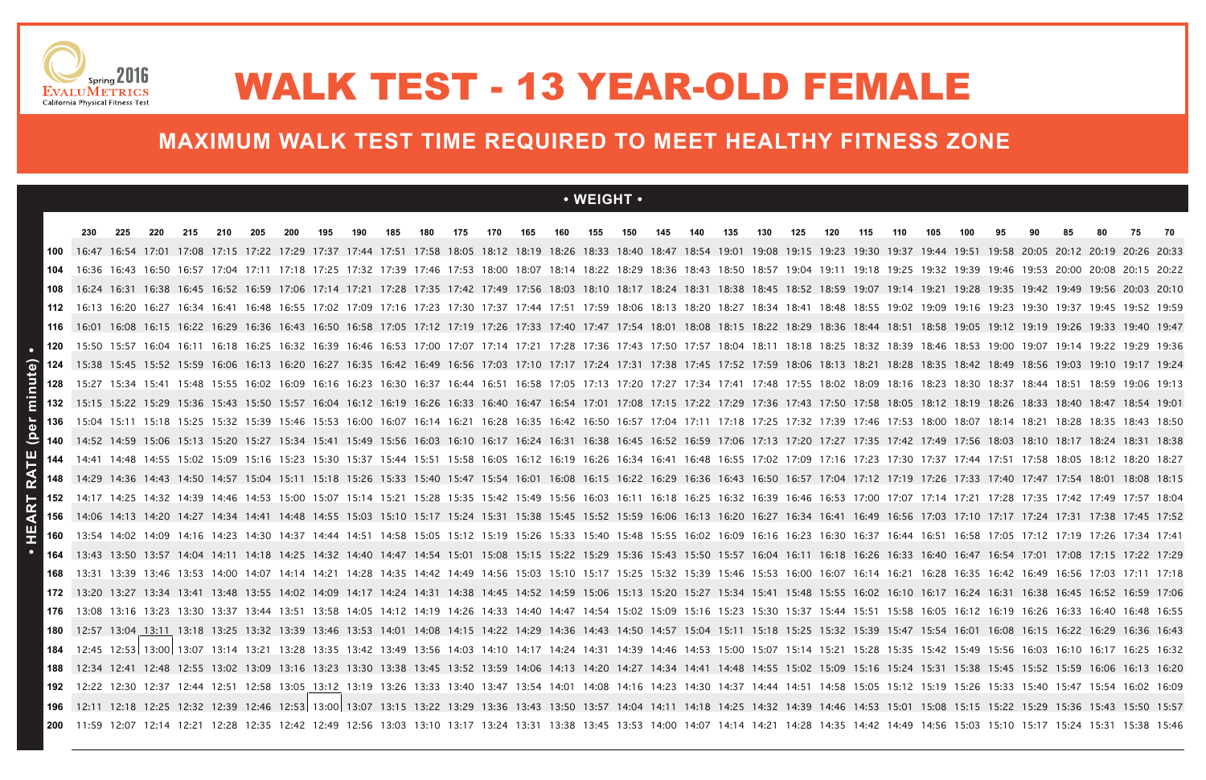Spring 2016
EVALUMETRICS
California Physical Fitness Test

# WALK TEST - 13 YEAR-OLD FEMALE

## MAXIMUM WALK TEST TIME REQUIRED TO MEET HEALTHY FITNESS ZONE

• WEIGHT •

| • HEART RATE (per minute) • | 230 | 225 | 220 | 215 | 210 | 205 | 200 | 195 | 190 | 185 | 180 | 175 | 170 | 165 | 160 | 155 | 150 | 145 | 140 | 135 | 130 | 125 | 120 | 115 | 110 | 105 | 100 | 95 | 90 | 85 | 80 | 75 | 70 |
|---|---|---|---|---|---|---|---|---|---|---|---|---|---|---|---|---|---|---|---|---|---|---|---|---|---|---|---|---|---|---|---|---|---|
| 100 | 16:47 | 16:54 | 17:01 | 17:08 | 17:15 | 17:22 | 17:29 | 17:37 | 17:44 | 17:51 | 17:58 | 18:05 | 18:12 | 18:19 | 18:26 | 18:33 | 18:40 | 18:47 | 18:54 | 19:01 | 19:08 | 19:15 | 19:23 | 19:30 | 19:37 | 19:44 | 19:51 | 19:58 | 20:05 | 20:12 | 20:19 | 20:26 | 20:33 |
| 104 | 16:36 | 16:43 | 16:50 | 16:57 | 17:04 | 17:11 | 17:18 | 17:25 | 17:32 | 17:39 | 17:46 | 17:53 | 18:00 | 18:07 | 18:14 | 18:22 | 18:29 | 18:36 | 18:43 | 18:50 | 18:57 | 19:04 | 19:11 | 19:18 | 19:25 | 19:32 | 19:39 | 19:46 | 19:53 | 20:00 | 20:08 | 20:15 | 20:22 |
| 108 | 16:24 | 16:31 | 16:38 | 16:45 | 16:52 | 16:59 | 17:06 | 17:14 | 17:21 | 17:28 | 17:35 | 17:42 | 17:49 | 17:56 | 18:03 | 18:10 | 18:17 | 18:24 | 18:31 | 18:38 | 18:45 | 18:52 | 18:59 | 19:07 | 19:14 | 19:21 | 19:28 | 19:35 | 19:42 | 19:49 | 19:56 | 20:03 | 20:10 |
| 112 | 16:13 | 16:20 | 16:27 | 16:34 | 16:41 | 16:48 | 16:55 | 17:02 | 17:09 | 17:16 | 17:23 | 17:30 | 17:37 | 17:44 | 17:51 | 17:59 | 18:06 | 18:13 | 18:20 | 18:27 | 18:34 | 18:41 | 18:48 | 18:55 | 19:02 | 19:09 | 19:16 | 19:23 | 19:30 | 19:37 | 19:45 | 19:52 | 19:59 |
| 116 | 16:01 | 16:08 | 16:15 | 16:22 | 16:29 | 16:36 | 16:43 | 16:50 | 16:58 | 17:05 | 17:12 | 17:19 | 17:26 | 17:33 | 17:40 | 17:47 | 17:54 | 18:01 | 18:08 | 18:15 | 18:22 | 18:29 | 18:36 | 18:44 | 18:51 | 18:58 | 19:05 | 19:12 | 19:19 | 19:26 | 19:33 | 19:40 | 19:47 |
| 120 | 15:50 | 15:57 | 16:04 | 16:11 | 16:18 | 16:25 | 16:32 | 16:39 | 16:46 | 16:53 | 17:00 | 17:07 | 17:14 | 17:21 | 17:28 | 17:36 | 17:43 | 17:50 | 17:57 | 18:04 | 18:11 | 18:18 | 18:25 | 18:32 | 18:39 | 18:46 | 18:53 | 19:00 | 19:07 | 19:14 | 19:22 | 19:29 | 19:36 |
| 124 | 15:38 | 15:45 | 15:52 | 15:59 | 16:06 | 16:13 | 16:20 | 16:27 | 16:35 | 16:42 | 16:49 | 16:56 | 17:03 | 17:10 | 17:17 | 17:24 | 17:31 | 17:38 | 17:45 | 17:52 | 17:59 | 18:06 | 18:13 | 18:21 | 18:28 | 18:35 | 18:42 | 18:49 | 18:56 | 19:03 | 19:10 | 19:17 | 19:24 |
| 128 | 15:27 | 15:34 | 15:41 | 15:48 | 15:55 | 16:02 | 16:09 | 16:16 | 16:23 | 16:30 | 16:37 | 16:44 | 16:51 | 16:58 | 17:05 | 17:13 | 17:20 | 17:27 | 17:34 | 17:41 | 17:48 | 17:55 | 18:02 | 18:09 | 18:16 | 18:23 | 18:30 | 18:37 | 18:44 | 18:51 | 18:59 | 19:06 | 19:13 |
| 132 | 15:15 | 15:22 | 15:29 | 15:36 | 15:43 | 15:50 | 15:57 | 16:04 | 16:12 | 16:19 | 16:26 | 16:33 | 16:40 | 16:47 | 16:54 | 17:01 | 17:08 | 17:15 | 17:22 | 17:29 | 17:36 | 17:43 | 17:50 | 17:58 | 18:05 | 18:12 | 18:19 | 18:26 | 18:33 | 18:40 | 18:47 | 18:54 | 19:01 |
| 136 | 15:04 | 15:11 | 15:18 | 15:25 | 15:32 | 15:39 | 15:46 | 15:53 | 16:00 | 16:07 | 16:14 | 16:21 | 16:28 | 16:35 | 16:42 | 16:50 | 16:57 | 17:04 | 17:11 | 17:18 | 17:25 | 17:32 | 17:39 | 17:46 | 17:53 | 18:00 | 18:07 | 18:14 | 18:21 | 18:28 | 18:35 | 18:43 | 18:50 |
| 140 | 14:52 | 14:59 | 15:06 | 15:13 | 15:20 | 15:27 | 15:34 | 15:41 | 15:49 | 15:56 | 16:03 | 16:10 | 16:17 | 16:24 | 16:31 | 16:38 | 16:45 | 16:52 | 16:59 | 17:06 | 17:13 | 17:20 | 17:27 | 17:35 | 17:42 | 17:49 | 17:56 | 18:03 | 18:10 | 18:17 | 18:24 | 18:31 | 18:38 |
| 144 | 14:41 | 14:48 | 14:55 | 15:02 | 15:09 | 15:16 | 15:23 | 15:30 | 15:37 | 15:44 | 15:51 | 15:58 | 16:05 | 16:12 | 16:19 | 16:26 | 16:34 | 16:41 | 16:48 | 16:55 | 17:02 | 17:09 | 17:16 | 17:23 | 17:30 | 17:37 | 17:44 | 17:51 | 17:58 | 18:05 | 18:12 | 18:20 | 18:27 |
| 148 | 14:29 | 14:36 | 14:43 | 14:50 | 14:57 | 15:04 | 15:11 | 15:18 | 15:26 | 15:33 | 15:40 | 15:47 | 15:54 | 16:01 | 16:08 | 16:15 | 16:22 | 16:29 | 16:36 | 16:43 | 16:50 | 16:57 | 17:04 | 17:12 | 17:19 | 17:26 | 17:33 | 17:40 | 17:47 | 17:54 | 18:01 | 18:08 | 18:15 |
| 152 | 14:17 | 14:25 | 14:32 | 14:39 | 14:46 | 14:53 | 15:00 | 15:07 | 15:14 | 15:21 | 15:28 | 15:35 | 15:42 | 15:49 | 15:56 | 16:03 | 16:11 | 16:18 | 16:25 | 16:32 | 16:39 | 16:46 | 16:53 | 17:00 | 17:07 | 17:14 | 17:21 | 17:28 | 17:35 | 17:42 | 17:49 | 17:57 | 18:04 |
| 156 | 14:06 | 14:13 | 14:20 | 14:27 | 14:34 | 14:41 | 14:48 | 14:55 | 15:03 | 15:10 | 15:17 | 15:24 | 15:31 | 15:38 | 15:45 | 15:52 | 15:59 | 16:06 | 16:13 | 16:20 | 16:27 | 16:34 | 16:41 | 16:49 | 16:56 | 17:03 | 17:10 | 17:17 | 17:24 | 17:31 | 17:38 | 17:45 | 17:52 |
| 160 | 13:54 | 14:02 | 14:09 | 14:16 | 14:23 | 14:30 | 14:37 | 14:44 | 14:51 | 14:58 | 15:05 | 15:12 | 15:19 | 15:26 | 15:33 | 15:40 | 15:48 | 15:55 | 16:02 | 16:09 | 16:16 | 16:23 | 16:30 | 16:37 | 16:44 | 16:51 | 16:58 | 17:05 | 17:12 | 17:19 | 17:26 | 17:34 | 17:41 |
| 164 | 13:43 | 13:50 | 13:57 | 14:04 | 14:11 | 14:18 | 14:25 | 14:32 | 14:40 | 14:47 | 14:54 | 15:01 | 15:08 | 15:15 | 15:22 | 15:29 | 15:36 | 15:43 | 15:50 | 15:57 | 16:04 | 16:11 | 16:18 | 16:26 | 16:33 | 16:40 | 16:47 | 16:54 | 17:01 | 17:08 | 17:15 | 17:22 | 17:29 |
| 168 | 13:31 | 13:39 | 13:46 | 13:53 | 14:00 | 14:07 | 14:14 | 14:21 | 14:28 | 14:35 | 14:42 | 14:49 | 14:56 | 15:03 | 15:10 | 15:17 | 15:25 | 15:32 | 15:39 | 15:46 | 15:53 | 16:00 | 16:07 | 16:14 | 16:21 | 16:28 | 16:35 | 16:42 | 16:49 | 16:56 | 17:03 | 17:11 | 17:18 |
| 172 | 13:20 | 13:27 | 13:34 | 13:41 | 13:48 | 13:55 | 14:02 | 14:09 | 14:17 | 14:24 | 14:31 | 14:38 | 14:45 | 14:52 | 14:59 | 15:06 | 15:13 | 15:20 | 15:27 | 15:34 | 15:41 | 15:48 | 15:55 | 16:02 | 16:10 | 16:17 | 16:24 | 16:31 | 16:38 | 16:45 | 16:52 | 16:59 | 17:06 |
| 176 | 13:08 | 13:16 | 13:23 | 13:30 | 13:37 | 13:44 | 13:51 | 13:58 | 14:05 | 14:12 | 14:19 | 14:26 | 14:33 | 14:40 | 14:47 | 14:54 | 15:02 | 15:09 | 15:16 | 15:23 | 15:30 | 15:37 | 15:44 | 15:51 | 15:58 | 16:05 | 16:12 | 16:19 | 16:26 | 16:33 | 16:40 | 16:48 | 16:55 |
| 180 | 12:57 | 13:04 | 13:11 | 13:18 | 13:25 | 13:32 | 13:39 | 13:46 | 13:53 | 14:01 | 14:08 | 14:15 | 14:22 | 14:29 | 14:36 | 14:43 | 14:50 | 14:57 | 15:04 | 15:11 | 15:18 | 15:25 | 15:32 | 15:39 | 15:47 | 15:54 | 16:01 | 16:08 | 16:15 | 16:22 | 16:29 | 16:36 | 16:43 |
| 184 | 12:45 | 12:53 | 13:00 | 13:07 | 13:14 | 13:21 | 13:28 | 13:35 | 13:42 | 13:49 | 13:56 | 14:03 | 14:10 | 14:17 | 14:24 | 14:31 | 14:39 | 14:46 | 14:53 | 15:00 | 15:07 | 15:14 | 15:21 | 15:28 | 15:35 | 15:42 | 15:49 | 15:56 | 16:03 | 16:10 | 16:17 | 16:25 | 16:32 |
| 188 | 12:34 | 12:41 | 12:48 | 12:55 | 13:02 | 13:09 | 13:16 | 13:23 | 13:30 | 13:38 | 13:45 | 13:52 | 13:59 | 14:06 | 14:13 | 14:20 | 14:27 | 14:34 | 14:41 | 14:48 | 14:55 | 15:02 | 15:09 | 15:16 | 15:24 | 15:31 | 15:38 | 15:45 | 15:52 | 15:59 | 16:06 | 16:13 | 16:20 |
| 192 | 12:22 | 12:30 | 12:37 | 12:44 | 12:51 | 12:58 | 13:05 | 13:12 | 13:19 | 13:26 | 13:33 | 13:40 | 13:47 | 13:54 | 14:01 | 14:08 | 14:16 | 14:23 | 14:30 | 14:37 | 14:44 | 14:51 | 14:58 | 15:05 | 15:12 | 15:19 | 15:26 | 15:33 | 15:40 | 15:47 | 15:54 | 16:02 | 16:09 |
| 196 | 12:11 | 12:18 | 12:25 | 12:32 | 12:39 | 12:46 | 12:53 | 13:00 | 13:07 | 13:15 | 13:22 | 13:29 | 13:36 | 13:43 | 13:50 | 13:57 | 14:04 | 14:11 | 14:18 | 14:25 | 14:32 | 14:39 | 14:46 | 14:53 | 15:01 | 15:08 | 15:15 | 15:22 | 15:29 | 15:36 | 15:43 | 15:50 | 15:57 |
| 200 | 11:59 | 12:07 | 12:14 | 12:21 | 12:28 | 12:35 | 12:42 | 12:49 | 12:56 | 13:03 | 13:10 | 13:17 | 13:24 | 13:31 | 13:38 | 13:45 | 13:53 | 14:00 | 14:07 | 14:14 | 14:21 | 14:28 | 14:35 | 14:42 | 14:49 | 14:56 | 15:03 | 15:10 | 15:17 | 15:24 | 15:31 | 15:38 | 15:46 |